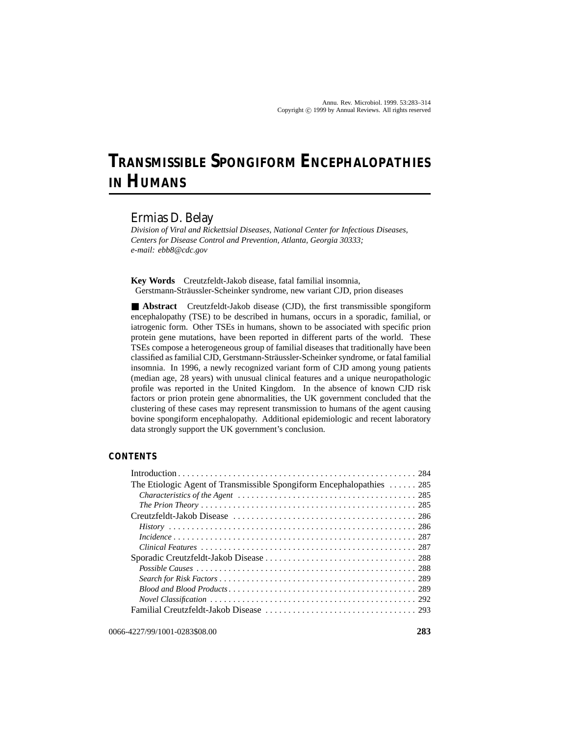# TRANSMISSIBLE SPONGIFORM ENCEPHALOPATHIES IN HUMANS

## Ermias D. Belay

*Division of Viral and Rickettsial Diseases, National Center for Infectious Diseases, Centers for Disease Control and Prevention, Atlanta, Georgia 30333; e-mail: ebb8@cdc.gov*

**Key Words** Creutzfeldt-Jakob disease, fatal familial insomnia, Gerstmann-Sträussler-Scheinker syndrome, new variant CJD, prion diseases

■ **Abstract** Creutzfeldt-Jakob disease (CJD), the first transmissible spongiform encephalopathy (TSE) to be described in humans, occurs in a sporadic, familial, or iatrogenic form. Other TSEs in humans, shown to be associated with specific prion protein gene mutations, have been reported in different parts of the world. These TSEs compose a heterogeneous group of familial diseases that traditionally have been classified as familial CJD, Gerstmann-Sträussler-Scheinker syndrome, or fatal familial insomnia. In 1996, a newly recognized variant form of CJD among young patients (median age, 28 years) with unusual clinical features and a unique neuropathologic profile was reported in the United Kingdom. In the absence of known CJD risk factors or prion protein gene abnormalities, the UK government concluded that the clustering of these cases may represent transmission to humans of the agent causing bovine spongiform encephalopathy. Additional epidemiologic and recent laboratory data strongly support the UK government's conclusion.

## CONTENTS

Introduction . . . . . 284
The Etiologic Agent of Transmissible Spongiform Encephalopathies . . . . . 285
*Characteristics of the Agent* . . . . . 285
*The Prion Theory* . . . . . 285
Creutzfeldt-Jakob Disease . . . . . 286
*History* . . . . . 286
*Incidence* . . . . . 287
*Clinical Features* . . . . . 287
Sporadic Creutzfeldt-Jakob Disease . . . . . 288
*Possible Causes* . . . . . 288
*Search for Risk Factors* . . . . . 289
*Blood and Blood Products* . . . . . 289
*Novel Classification* . . . . . 292
Familial Creutzfeldt-Jakob Disease . . . . . 293

0066-4227/99/1001-0283$08.00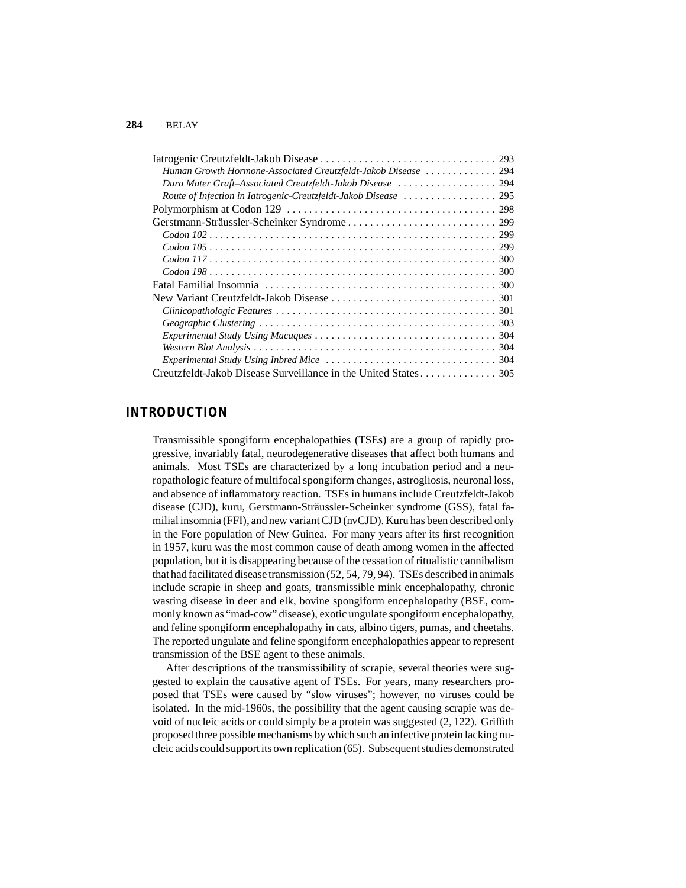Iatrogenic Creutzfeldt-Jakob Disease . . . . . . . . . . . . . . . . . . . . . . . . . . . . . . . . 293
*Human Growth Hormone-Associated Creutzfeldt-Jakob Disease* . . . . . . . . . . . . 294
*Dura Mater Graft–Associated Creutzfeldt-Jakob Disease* . . . . . . . . . . . . . . . . . 294
*Route of Infection in Iatrogenic-Creutzfeldt-Jakob Disease* . . . . . . . . . . . . . . . . 295
Polymorphism at Codon 129 . . . . . . . . . . . . . . . . . . . . . . . . . . . . . . . . . . . . . 298
Gerstmann-Sträussler-Scheinker Syndrome . . . . . . . . . . . . . . . . . . . . . . . . . . . 299
*Codon 102* . . . . . . . . . . . . . . . . . . . . . . . . . . . . . . . . . . . . . . . . . . . . . . . . 299
*Codon 105* . . . . . . . . . . . . . . . . . . . . . . . . . . . . . . . . . . . . . . . . . . . . . . . . 299
*Codon 117* . . . . . . . . . . . . . . . . . . . . . . . . . . . . . . . . . . . . . . . . . . . . . . . . 300
*Codon 198* . . . . . . . . . . . . . . . . . . . . . . . . . . . . . . . . . . . . . . . . . . . . . . . . 300
Fatal Familial Insomnia . . . . . . . . . . . . . . . . . . . . . . . . . . . . . . . . . . . . . . . . . 300
New Variant Creutzfeldt-Jakob Disease . . . . . . . . . . . . . . . . . . . . . . . . . . . . . . 301
*Clinicopathologic Features* . . . . . . . . . . . . . . . . . . . . . . . . . . . . . . . . . . . . . . 301
*Geographic Clustering* . . . . . . . . . . . . . . . . . . . . . . . . . . . . . . . . . . . . . . . . . 303
*Experimental Study Using Macaques* . . . . . . . . . . . . . . . . . . . . . . . . . . . . . . . 304
*Western Blot Analysis* . . . . . . . . . . . . . . . . . . . . . . . . . . . . . . . . . . . . . . . . . . 304
*Experimental Study Using Inbred Mice* . . . . . . . . . . . . . . . . . . . . . . . . . . . . . 304
Creutzfeldt-Jakob Disease Surveillance in the United States . . . . . . . . . . . . . . 305

## INTRODUCTION

Transmissible spongiform encephalopathies (TSEs) are a group of rapidly progressive, invariably fatal, neurodegenerative diseases that affect both humans and animals. Most TSEs are characterized by a long incubation period and a neuropathologic feature of multifocal spongiform changes, astrogliosis, neuronal loss, and absence of inflammatory reaction. TSEs in humans include Creutzfeldt-Jakob disease (CJD), kuru, Gerstmann-Sträussler-Scheinker syndrome (GSS), fatal familial insomnia (FFI), and new variant CJD (nvCJD). Kuru has been described only in the Fore population of New Guinea. For many years after its first recognition in 1957, kuru was the most common cause of death among women in the affected population, but it is disappearing because of the cessation of ritualistic cannibalism that had facilitated disease transmission (52, 54, 79, 94). TSEs described in animals include scrapie in sheep and goats, transmissible mink encephalopathy, chronic wasting disease in deer and elk, bovine spongiform encephalopathy (BSE, commonly known as "mad-cow" disease), exotic ungulate spongiform encephalopathy, and feline spongiform encephalopathy in cats, albino tigers, pumas, and cheetahs. The reported ungulate and feline spongiform encephalopathies appear to represent transmission of the BSE agent to these animals.

After descriptions of the transmissibility of scrapie, several theories were suggested to explain the causative agent of TSEs. For years, many researchers proposed that TSEs were caused by "slow viruses"; however, no viruses could be isolated. In the mid-1960s, the possibility that the agent causing scrapie was devoid of nucleic acids or could simply be a protein was suggested (2, 122). Griffith proposed three possible mechanisms by which such an infective protein lacking nucleic acids could support its own replication (65). Subsequent studies demonstrated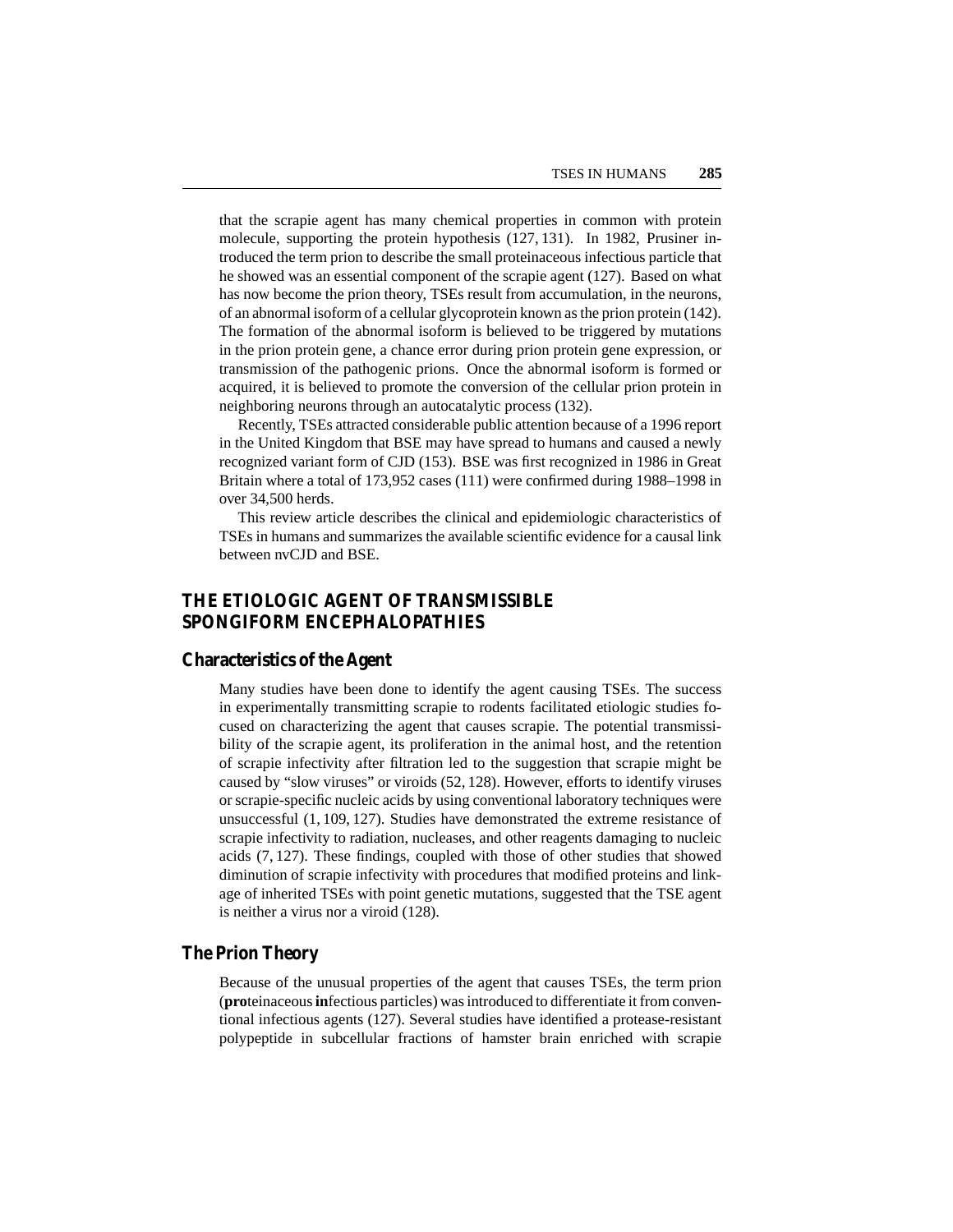that the scrapie agent has many chemical properties in common with protein molecule, supporting the protein hypothesis (127, 131). In 1982, Prusiner introduced the term prion to describe the small proteinaceous infectious particle that he showed was an essential component of the scrapie agent (127). Based on what has now become the prion theory, TSEs result from accumulation, in the neurons, of an abnormal isoform of a cellular glycoprotein known as the prion protein (142). The formation of the abnormal isoform is believed to be triggered by mutations in the prion protein gene, a chance error during prion protein gene expression, or transmission of the pathogenic prions. Once the abnormal isoform is formed or acquired, it is believed to promote the conversion of the cellular prion protein in neighboring neurons through an autocatalytic process (132).

Recently, TSEs attracted considerable public attention because of a 1996 report in the United Kingdom that BSE may have spread to humans and caused a newly recognized variant form of CJD (153). BSE was first recognized in 1986 in Great Britain where a total of 173,952 cases (111) were confirmed during 1988–1998 in over 34,500 herds.

This review article describes the clinical and epidemiologic characteristics of TSEs in humans and summarizes the available scientific evidence for a causal link between nvCJD and BSE.

## THE ETIOLOGIC AGENT OF TRANSMISSIBLE SPONGIFORM ENCEPHALOPATHIES

### Characteristics of the Agent

Many studies have been done to identify the agent causing TSEs. The success in experimentally transmitting scrapie to rodents facilitated etiologic studies focused on characterizing the agent that causes scrapie. The potential transmissibility of the scrapie agent, its proliferation in the animal host, and the retention of scrapie infectivity after filtration led to the suggestion that scrapie might be caused by "slow viruses" or viroids (52, 128). However, efforts to identify viruses or scrapie-specific nucleic acids by using conventional laboratory techniques were unsuccessful (1, 109, 127). Studies have demonstrated the extreme resistance of scrapie infectivity to radiation, nucleases, and other reagents damaging to nucleic acids (7, 127). These findings, coupled with those of other studies that showed diminution of scrapie infectivity with procedures that modified proteins and linkage of inherited TSEs with point genetic mutations, suggested that the TSE agent is neither a virus nor a viroid (128).

### The Prion Theory

Because of the unusual properties of the agent that causes TSEs, the term prion (**pro**teinaceous **in**fectious particles) was introduced to differentiate it from conventional infectious agents (127). Several studies have identified a protease-resistant polypeptide in subcellular fractions of hamster brain enriched with scrapie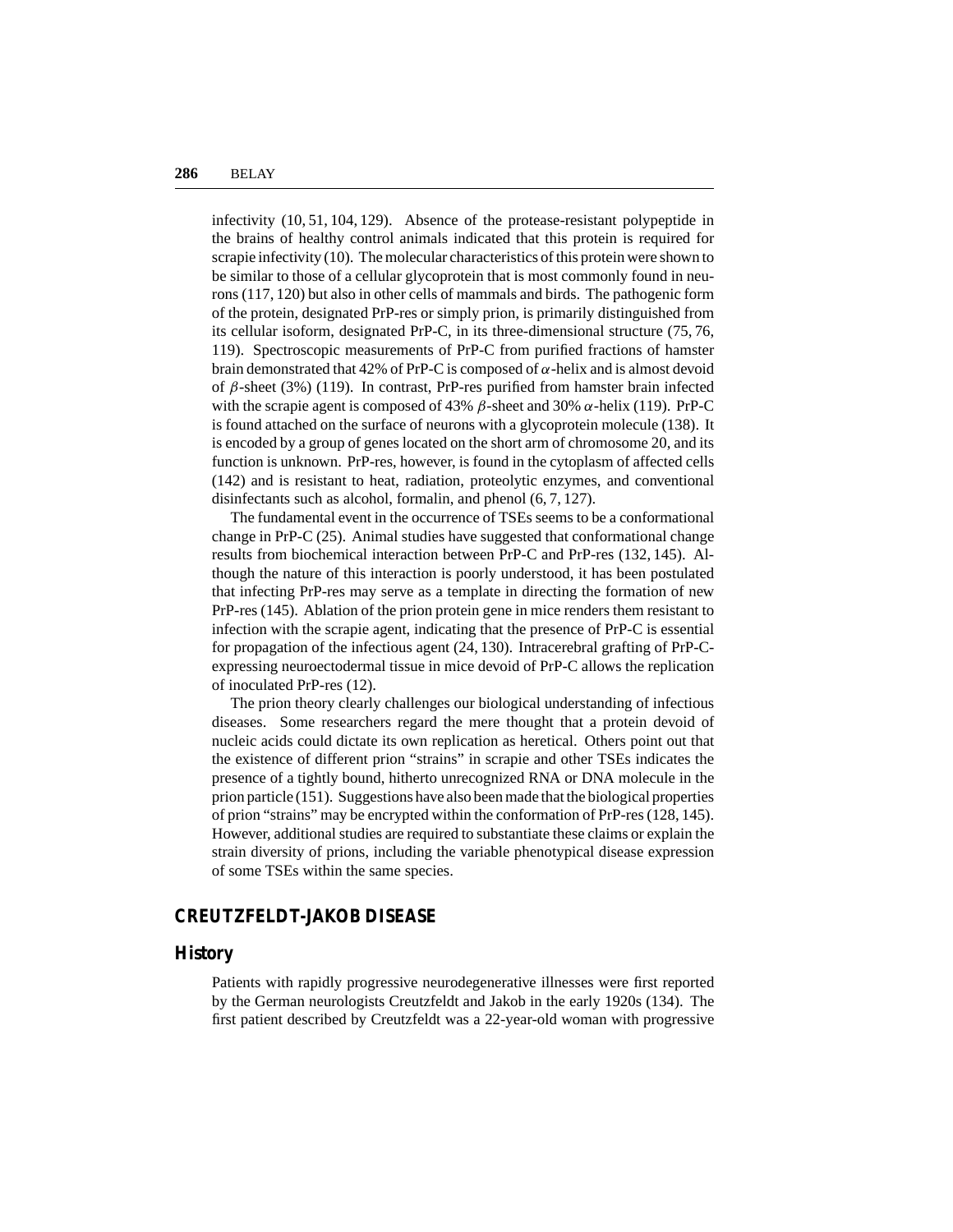infectivity (10, 51, 104, 129). Absence of the protease-resistant polypeptide in the brains of healthy control animals indicated that this protein is required for scrapie infectivity (10). The molecular characteristics of this protein were shown to be similar to those of a cellular glycoprotein that is most commonly found in neurons (117, 120) but also in other cells of mammals and birds. The pathogenic form of the protein, designated PrP-res or simply prion, is primarily distinguished from its cellular isoform, designated PrP-C, in its three-dimensional structure (75, 76, 119). Spectroscopic measurements of PrP-C from purified fractions of hamster brain demonstrated that 42% of PrP-C is composed of $\alpha$-helix and is almost devoid of $\beta$-sheet (3%) (119). In contrast, PrP-res purified from hamster brain infected with the scrapie agent is composed of 43% $\beta$-sheet and 30% $\alpha$-helix (119). PrP-C is found attached on the surface of neurons with a glycoprotein molecule (138). It is encoded by a group of genes located on the short arm of chromosome 20, and its function is unknown. PrP-res, however, is found in the cytoplasm of affected cells (142) and is resistant to heat, radiation, proteolytic enzymes, and conventional disinfectants such as alcohol, formalin, and phenol (6, 7, 127).

The fundamental event in the occurrence of TSEs seems to be a conformational change in PrP-C (25). Animal studies have suggested that conformational change results from biochemical interaction between PrP-C and PrP-res (132, 145). Although the nature of this interaction is poorly understood, it has been postulated that infecting PrP-res may serve as a template in directing the formation of new PrP-res (145). Ablation of the prion protein gene in mice renders them resistant to infection with the scrapie agent, indicating that the presence of PrP-C is essential for propagation of the infectious agent (24, 130). Intracerebral grafting of PrP-C-expressing neuroectodermal tissue in mice devoid of PrP-C allows the replication of inoculated PrP-res (12).

The prion theory clearly challenges our biological understanding of infectious diseases. Some researchers regard the mere thought that a protein devoid of nucleic acids could dictate its own replication as heretical. Others point out that the existence of different prion "strains" in scrapie and other TSEs indicates the presence of a tightly bound, hitherto unrecognized RNA or DNA molecule in the prion particle (151). Suggestions have also been made that the biological properties of prion "strains" may be encrypted within the conformation of PrP-res (128, 145). However, additional studies are required to substantiate these claims or explain the strain diversity of prions, including the variable phenotypical disease expression of some TSEs within the same species.

## CREUTZFELDT-JAKOB DISEASE

### History

Patients with rapidly progressive neurodegenerative illnesses were first reported by the German neurologists Creutzfeldt and Jakob in the early 1920s (134). The first patient described by Creutzfeldt was a 22-year-old woman with progressive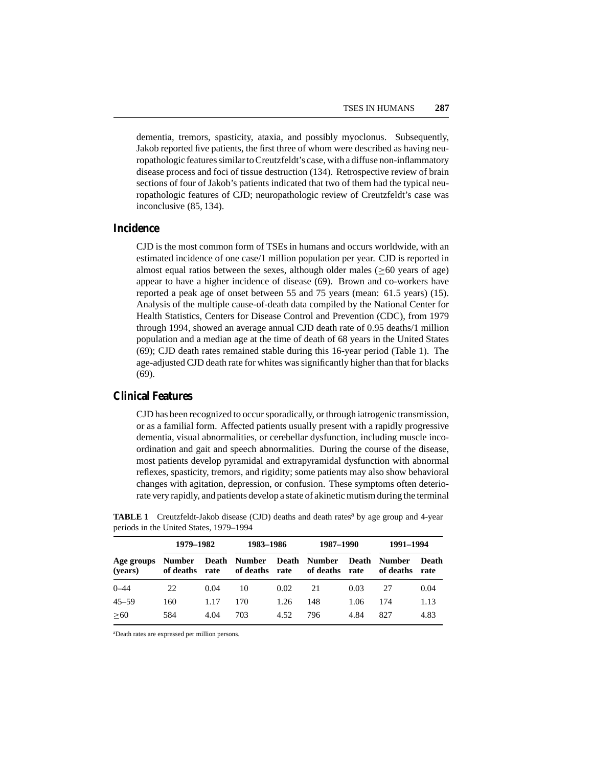dementia, tremors, spasticity, ataxia, and possibly myoclonus. Subsequently, Jakob reported five patients, the first three of whom were described as having neuropathologic features similar to Creutzfeldt's case, with a diffuse non-inflammatory disease process and foci of tissue destruction (134). Retrospective review of brain sections of four of Jakob's patients indicated that two of them had the typical neuropathologic features of CJD; neuropathologic review of Creutzfeldt's case was inconclusive (85, 134).

## Incidence

CJD is the most common form of TSEs in humans and occurs worldwide, with an estimated incidence of one case/1 million population per year. CJD is reported in almost equal ratios between the sexes, although older males ($\geq$60 years of age) appear to have a higher incidence of disease (69). Brown and co-workers have reported a peak age of onset between 55 and 75 years (mean: 61.5 years) (15). Analysis of the multiple cause-of-death data compiled by the National Center for Health Statistics, Centers for Disease Control and Prevention (CDC), from 1979 through 1994, showed an average annual CJD death rate of 0.95 deaths/1 million population and a median age at the time of death of 68 years in the United States (69); CJD death rates remained stable during this 16-year period (Table 1). The age-adjusted CJD death rate for whites was significantly higher than that for blacks (69).

## Clinical Features

CJD has been recognized to occur sporadically, or through iatrogenic transmission, or as a familial form. Affected patients usually present with a rapidly progressive dementia, visual abnormalities, or cerebellar dysfunction, including muscle incoordination and gait and speech abnormalities. During the course of the disease, most patients develop pyramidal and extrapyramidal dysfunction with abnormal reflexes, spasticity, tremors, and rigidity; some patients may also show behavioral changes with agitation, depression, or confusion. These symptoms often deteriorate very rapidly, and patients develop a state of akinetic mutism during the terminal

**TABLE 1** Creutzfeldt-Jakob disease (CJD) deaths and death rates[a] by age group and 4-year periods in the United States, 1979–1994

| | 1979–1982 | | 1983–1986 | | 1987–1990 | | 1991–1994 | |
|---|---|---|---|---|---|---|---|---|
| **Age groups (years)** | **Number of deaths** | **Death rate** | **Number of deaths** | **Death rate** | **Number of deaths** | **Death rate** | **Number of deaths** | **Death rate** |
| 0–44 | 22 | 0.04 | 10 | 0.02 | 21 | 0.03 | 27 | 0.04 |
| 45–59 | 160 | 1.17 | 170 | 1.26 | 148 | 1.06 | 174 | 1.13 |
| $\geq$60 | 584 | 4.04 | 703 | 4.52 | 796 | 4.84 | 827 | 4.83 |

[a]Death rates are expressed per million persons.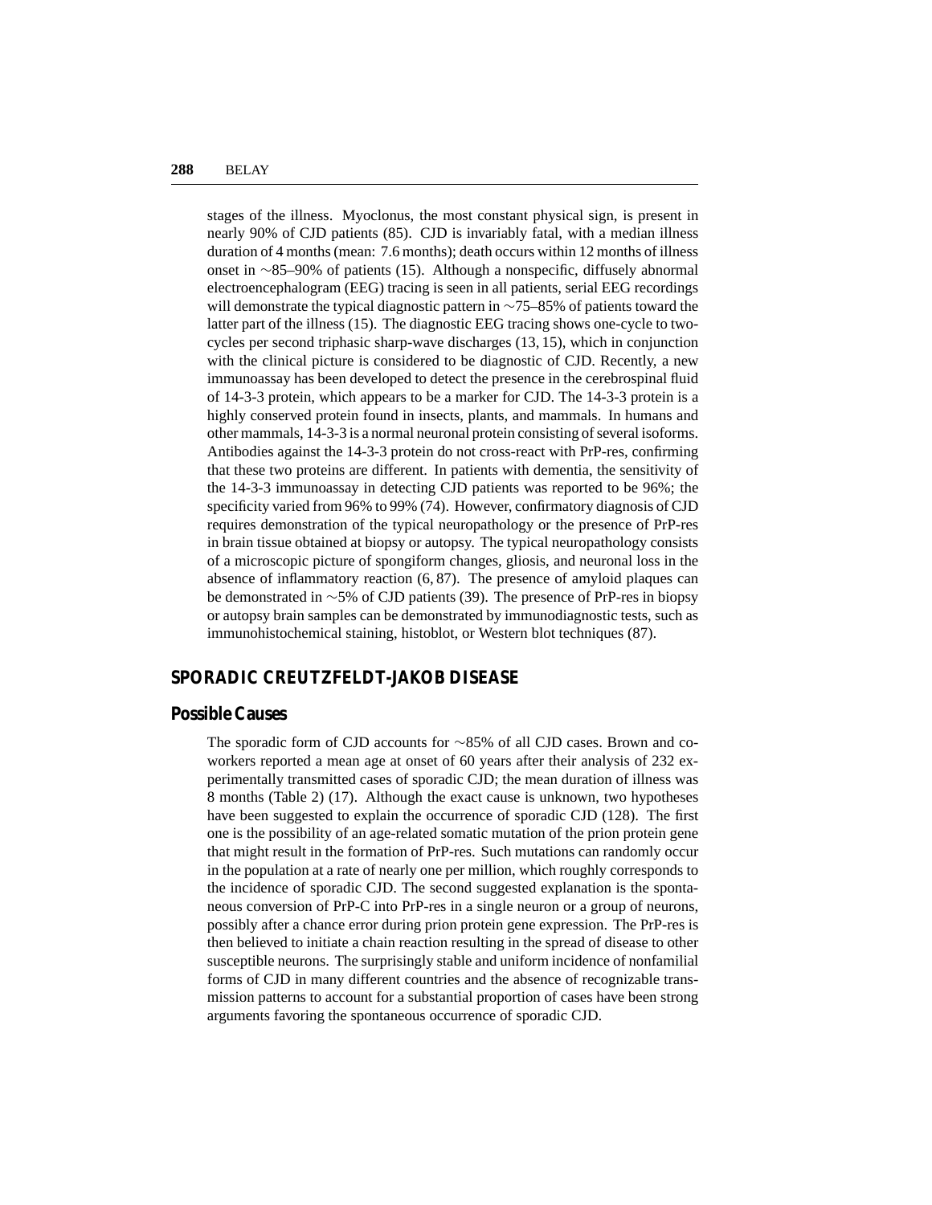stages of the illness. Myoclonus, the most constant physical sign, is present in nearly 90% of CJD patients (85). CJD is invariably fatal, with a median illness duration of 4 months (mean: 7.6 months); death occurs within 12 months of illness onset in ~85–90% of patients (15). Although a nonspecific, diffusely abnormal electroencephalogram (EEG) tracing is seen in all patients, serial EEG recordings will demonstrate the typical diagnostic pattern in ~75–85% of patients toward the latter part of the illness (15). The diagnostic EEG tracing shows one-cycle to two-cycles per second triphasic sharp-wave discharges (13, 15), which in conjunction with the clinical picture is considered to be diagnostic of CJD. Recently, a new immunoassay has been developed to detect the presence in the cerebrospinal fluid of 14-3-3 protein, which appears to be a marker for CJD. The 14-3-3 protein is a highly conserved protein found in insects, plants, and mammals. In humans and other mammals, 14-3-3 is a normal neuronal protein consisting of several isoforms. Antibodies against the 14-3-3 protein do not cross-react with PrP-res, confirming that these two proteins are different. In patients with dementia, the sensitivity of the 14-3-3 immunoassay in detecting CJD patients was reported to be 96%; the specificity varied from 96% to 99% (74). However, confirmatory diagnosis of CJD requires demonstration of the typical neuropathology or the presence of PrP-res in brain tissue obtained at biopsy or autopsy. The typical neuropathology consists of a microscopic picture of spongiform changes, gliosis, and neuronal loss in the absence of inflammatory reaction (6, 87). The presence of amyloid plaques can be demonstrated in ~5% of CJD patients (39). The presence of PrP-res in biopsy or autopsy brain samples can be demonstrated by immunodiagnostic tests, such as immunohistochemical staining, histoblot, or Western blot techniques (87).

## SPORADIC CREUTZFELDT-JAKOB DISEASE

### Possible Causes

The sporadic form of CJD accounts for ~85% of all CJD cases. Brown and coworkers reported a mean age at onset of 60 years after their analysis of 232 experimentally transmitted cases of sporadic CJD; the mean duration of illness was 8 months (Table 2) (17). Although the exact cause is unknown, two hypotheses have been suggested to explain the occurrence of sporadic CJD (128). The first one is the possibility of an age-related somatic mutation of the prion protein gene that might result in the formation of PrP-res. Such mutations can randomly occur in the population at a rate of nearly one per million, which roughly corresponds to the incidence of sporadic CJD. The second suggested explanation is the spontaneous conversion of PrP-C into PrP-res in a single neuron or a group of neurons, possibly after a chance error during prion protein gene expression. The PrP-res is then believed to initiate a chain reaction resulting in the spread of disease to other susceptible neurons. The surprisingly stable and uniform incidence of nonfamilial forms of CJD in many different countries and the absence of recognizable transmission patterns to account for a substantial proportion of cases have been strong arguments favoring the spontaneous occurrence of sporadic CJD.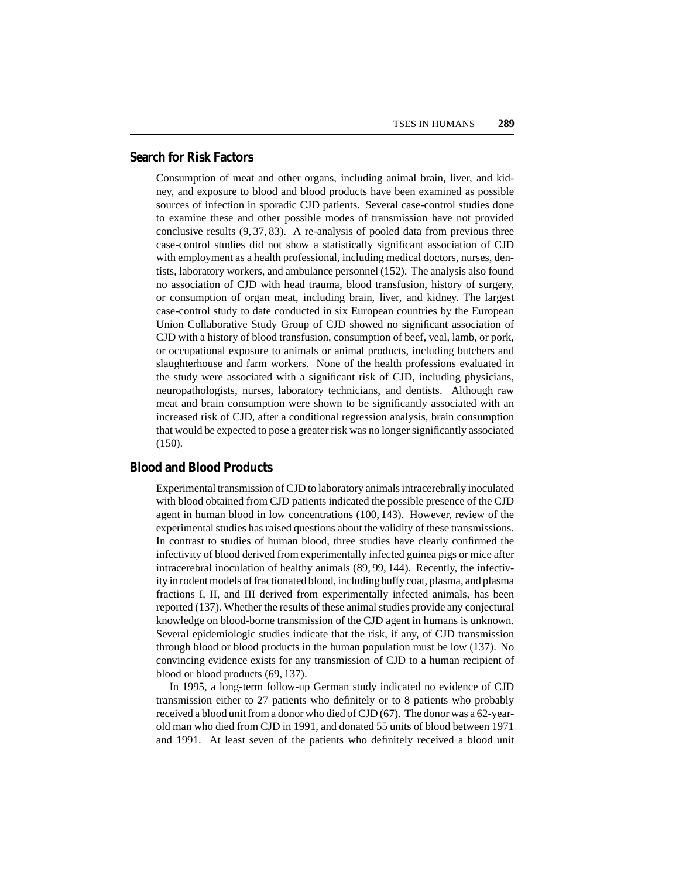## Search for Risk Factors

Consumption of meat and other organs, including animal brain, liver, and kidney, and exposure to blood and blood products have been examined as possible sources of infection in sporadic CJD patients. Several case-control studies done to examine these and other possible modes of transmission have not provided conclusive results (9, 37, 83). A re-analysis of pooled data from previous three case-control studies did not show a statistically significant association of CJD with employment as a health professional, including medical doctors, nurses, dentists, laboratory workers, and ambulance personnel (152). The analysis also found no association of CJD with head trauma, blood transfusion, history of surgery, or consumption of organ meat, including brain, liver, and kidney. The largest case-control study to date conducted in six European countries by the European Union Collaborative Study Group of CJD showed no significant association of CJD with a history of blood transfusion, consumption of beef, veal, lamb, or pork, or occupational exposure to animals or animal products, including butchers and slaughterhouse and farm workers. None of the health professions evaluated in the study were associated with a significant risk of CJD, including physicians, neuropathologists, nurses, laboratory technicians, and dentists. Although raw meat and brain consumption were shown to be significantly associated with an increased risk of CJD, after a conditional regression analysis, brain consumption that would be expected to pose a greater risk was no longer significantly associated (150).

## Blood and Blood Products

Experimental transmission of CJD to laboratory animals intracerebrally inoculated with blood obtained from CJD patients indicated the possible presence of the CJD agent in human blood in low concentrations (100, 143). However, review of the experimental studies has raised questions about the validity of these transmissions. In contrast to studies of human blood, three studies have clearly confirmed the infectivity of blood derived from experimentally infected guinea pigs or mice after intracerebral inoculation of healthy animals (89, 99, 144). Recently, the infectivity in rodent models of fractionated blood, including buffy coat, plasma, and plasma fractions I, II, and III derived from experimentally infected animals, has been reported (137). Whether the results of these animal studies provide any conjectural knowledge on blood-borne transmission of the CJD agent in humans is unknown. Several epidemiologic studies indicate that the risk, if any, of CJD transmission through blood or blood products in the human population must be low (137). No convincing evidence exists for any transmission of CJD to a human recipient of blood or blood products (69, 137).

In 1995, a long-term follow-up German study indicated no evidence of CJD transmission either to 27 patients who definitely or to 8 patients who probably received a blood unit from a donor who died of CJD (67). The donor was a 62-year-old man who died from CJD in 1991, and donated 55 units of blood between 1971 and 1991. At least seven of the patients who definitely received a blood unit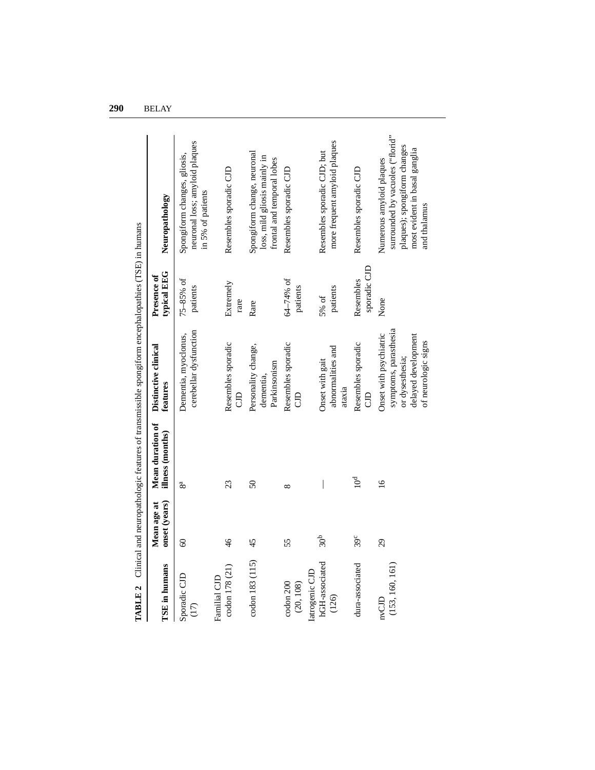**TABLE 2** Clinical and neuropathologic features of transmissible spongiform encephalopathies (TSE) in humans

| TSE in humans | Mean age at onset (years) | Mean duration of illness (months) | Distinctive clinical features | Presence of typical EEG | Neuropathology |
|---|---|---|---|---|---|
| Sporadic CJD (17) | 60 | 8[a] | Dementia, myoclonus, cerebellar dysfunction | 75–85% of patients | Spongiform changes, gliosis, neuronal loss; amyloid plaques in 5% of patients |
| Familial CJD | | | | | |
| codon 178 (21) | 46 | 23 | Resembles sporadic CJD | Extremely rare | Resembles sporadic CJD |
| codon 183 (115) | 45 | 50 | Personality change, dementia, Parkinsonism | Rare | Spongiform change, neuronal loss, mild gliosis mainly in frontal and temporal lobes |
| codon 200 (20, 108) | 55 | 8 | Resembles sporadic CJD | 64–74% of patients | Resembles sporadic CJD |
| Iatrogenic CJD | | | | | |
| hGH-associated (126) | 30[b] | — | Onset with gait abnormalities and ataxia | 5% of patients | Resembles sporadic CJD; but more frequent amyloid plaques |
| dura-associated | 39[c] | 10[d] | Resembles sporadic CJD | Resembles sporadic CJD | Resembles sporadic CJD |
| nvCJD (153, 160, 161) | 29 | 16 | Onset with psychiatric symptoms, parasthesia or dysesthesia; delayed development of neurologic signs | None | Numerous amyloid plaques surrounded by vacuoles ("florid" plaques); spongiform changes most evident in basal ganglia and thalamus |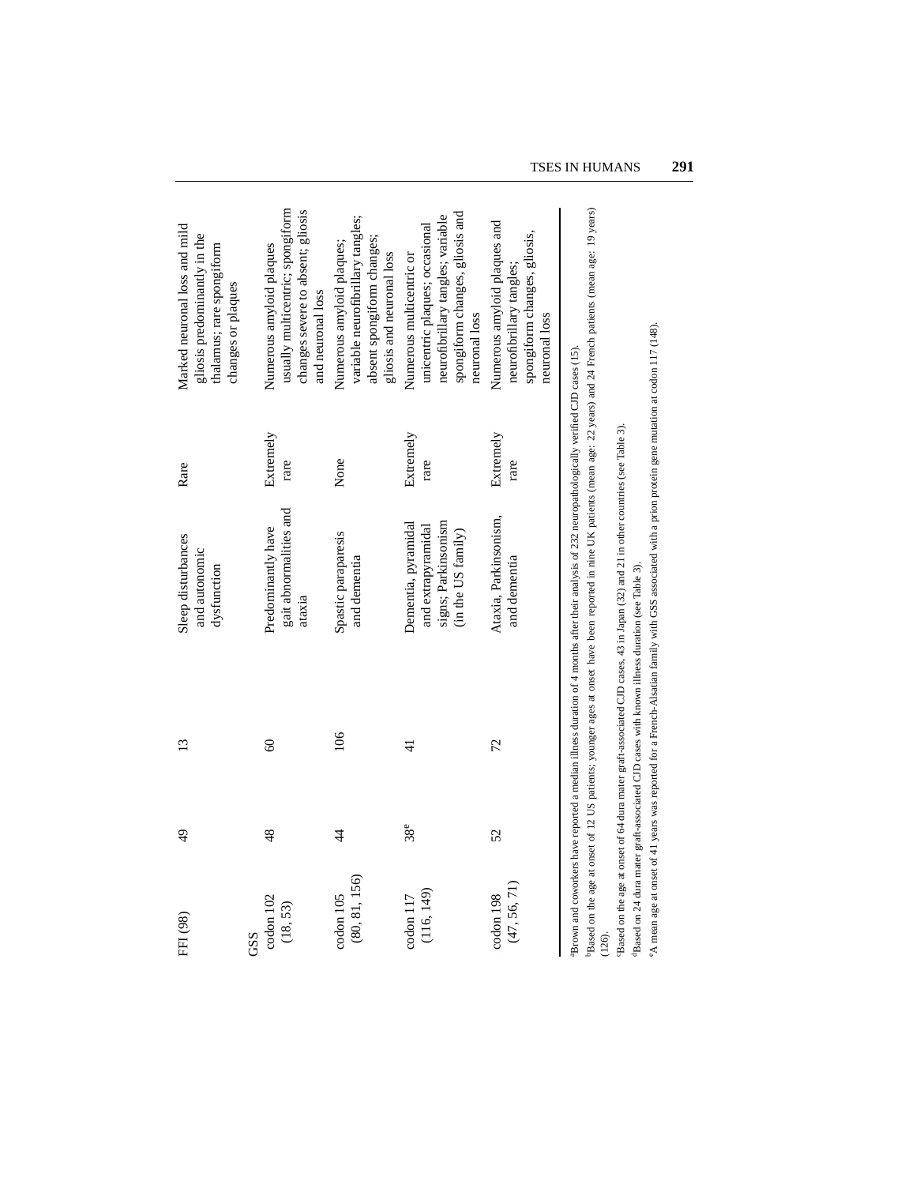| | | | | | |
|---|---|---|---|---|---|
| FFI (98) | 49 | 13 | Sleep disturbances and autonomic dysfunction | Rare | Marked neuronal loss and mild gliosis predominantly in the thalamus; rare spongiform changes or plaques |
| GSS | | | | | |
| codon 102 (18, 53) | 48 | 60 | Predominantly have gait abnormalities and ataxia | Extremely rare | Numerous amyloid plaques usually multicentric; spongiform changes severe to absent; gliosis and neuronal loss |
| codon 105 (80, 81, 156) | 44 | 106 | Spastic paraparesis and dementia | None | Numerous amyloid plaques; variable neurofibrillary tangles; absent spongiform changes; gliosis and neuronal loss |
| codon 117 (116, 149) | 38[e] | 41 | Dementia, pyramidal and extrapyramidal signs; Parkinsonism (in the US family) | Extremely rare | Numerous multicentric or unicentric plaques; occasional neurofibrillary tangles; variable spongiform changes, gliosis and neuronal loss |
| codon 198 (47, 56, 71) | 52 | 72 | Ataxia, Parkinsonism, and dementia | Extremely rare | Numerous amyloid plaques and neurofibrillary tangles; spongiform changes, gliosis, neuronal loss |

[a]Brown and coworkers have reported a median illness duration of 4 months after their analysis of 232 neuropathologically verified CJD cases (15).

[b]Based on the age at onset of 12 US patients; younger ages at onset have been reported in nine UK patients (mean age: 22 years) and 24 French patients (mean age: 19 years) (126).

[c]Based on the age at onset of 64 dura mater graft-associated CJD cases, 43 in Japan (32) and 21 in other countries (see Table 3).

[d]Based on 24 dura mater graft-associated CJD cases with known illness duration (see Table 3).

[e]A mean age at onset of 41 years was reported for a French-Alsatian family with GSS associated with a prion protein gene mutation at codon 117 (148).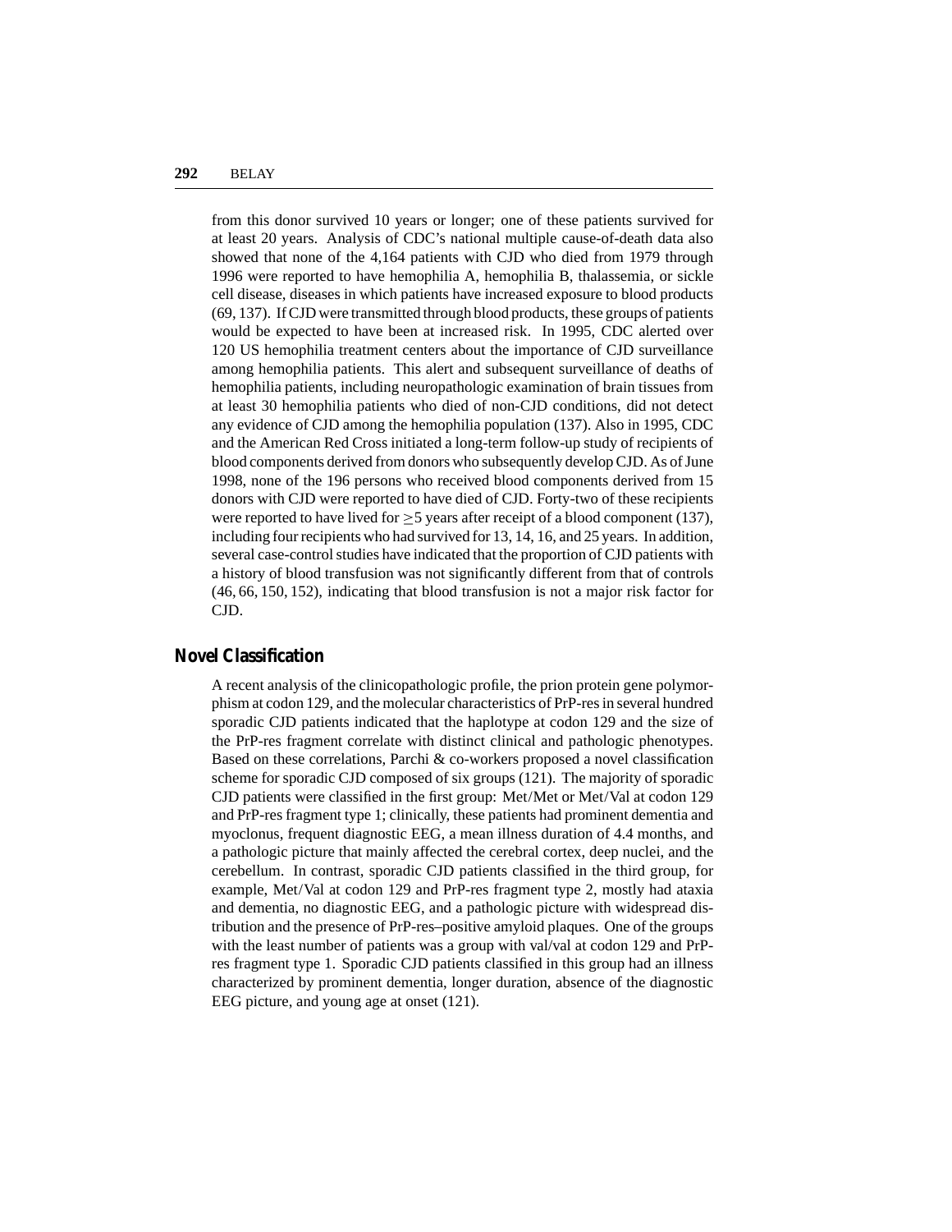from this donor survived 10 years or longer; one of these patients survived for at least 20 years. Analysis of CDC's national multiple cause-of-death data also showed that none of the 4,164 patients with CJD who died from 1979 through 1996 were reported to have hemophilia A, hemophilia B, thalassemia, or sickle cell disease, diseases in which patients have increased exposure to blood products (69, 137). If CJD were transmitted through blood products, these groups of patients would be expected to have been at increased risk. In 1995, CDC alerted over 120 US hemophilia treatment centers about the importance of CJD surveillance among hemophilia patients. This alert and subsequent surveillance of deaths of hemophilia patients, including neuropathologic examination of brain tissues from at least 30 hemophilia patients who died of non-CJD conditions, did not detect any evidence of CJD among the hemophilia population (137). Also in 1995, CDC and the American Red Cross initiated a long-term follow-up study of recipients of blood components derived from donors who subsequently develop CJD. As of June 1998, none of the 196 persons who received blood components derived from 15 donors with CJD were reported to have died of CJD. Forty-two of these recipients were reported to have lived for $\geq$5 years after receipt of a blood component (137), including four recipients who had survived for 13, 14, 16, and 25 years. In addition, several case-control studies have indicated that the proportion of CJD patients with a history of blood transfusion was not significantly different from that of controls (46, 66, 150, 152), indicating that blood transfusion is not a major risk factor for CJD.

## Novel Classification

A recent analysis of the clinicopathologic profile, the prion protein gene polymorphism at codon 129, and the molecular characteristics of PrP-res in several hundred sporadic CJD patients indicated that the haplotype at codon 129 and the size of the PrP-res fragment correlate with distinct clinical and pathologic phenotypes. Based on these correlations, Parchi & co-workers proposed a novel classification scheme for sporadic CJD composed of six groups (121). The majority of sporadic CJD patients were classified in the first group: Met/Met or Met/Val at codon 129 and PrP-res fragment type 1; clinically, these patients had prominent dementia and myoclonus, frequent diagnostic EEG, a mean illness duration of 4.4 months, and a pathologic picture that mainly affected the cerebral cortex, deep nuclei, and the cerebellum. In contrast, sporadic CJD patients classified in the third group, for example, Met/Val at codon 129 and PrP-res fragment type 2, mostly had ataxia and dementia, no diagnostic EEG, and a pathologic picture with widespread distribution and the presence of PrP-res–positive amyloid plaques. One of the groups with the least number of patients was a group with val/val at codon 129 and PrP-res fragment type 1. Sporadic CJD patients classified in this group had an illness characterized by prominent dementia, longer duration, absence of the diagnostic EEG picture, and young age at onset (121).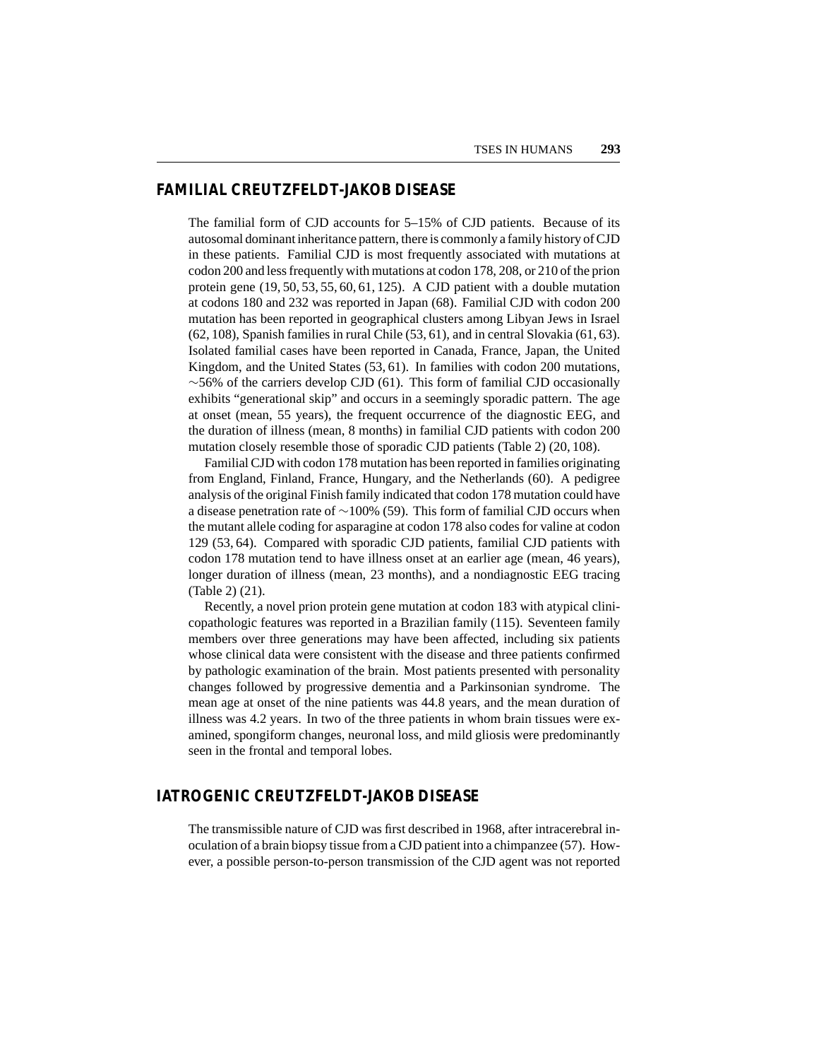## FAMILIAL CREUTZFELDT-JAKOB DISEASE

The familial form of CJD accounts for 5–15% of CJD patients. Because of its autosomal dominant inheritance pattern, there is commonly a family history of CJD in these patients. Familial CJD is most frequently associated with mutations at codon 200 and less frequently with mutations at codon 178, 208, or 210 of the prion protein gene (19, 50, 53, 55, 60, 61, 125). A CJD patient with a double mutation at codons 180 and 232 was reported in Japan (68). Familial CJD with codon 200 mutation has been reported in geographical clusters among Libyan Jews in Israel (62, 108), Spanish families in rural Chile (53, 61), and in central Slovakia (61, 63). Isolated familial cases have been reported in Canada, France, Japan, the United Kingdom, and the United States (53, 61). In families with codon 200 mutations, ~56% of the carriers develop CJD (61). This form of familial CJD occasionally exhibits "generational skip" and occurs in a seemingly sporadic pattern. The age at onset (mean, 55 years), the frequent occurrence of the diagnostic EEG, and the duration of illness (mean, 8 months) in familial CJD patients with codon 200 mutation closely resemble those of sporadic CJD patients (Table 2) (20, 108).

Familial CJD with codon 178 mutation has been reported in families originating from England, Finland, France, Hungary, and the Netherlands (60). A pedigree analysis of the original Finish family indicated that codon 178 mutation could have a disease penetration rate of ~100% (59). This form of familial CJD occurs when the mutant allele coding for asparagine at codon 178 also codes for valine at codon 129 (53, 64). Compared with sporadic CJD patients, familial CJD patients with codon 178 mutation tend to have illness onset at an earlier age (mean, 46 years), longer duration of illness (mean, 23 months), and a nondiagnostic EEG tracing (Table 2) (21).

Recently, a novel prion protein gene mutation at codon 183 with atypical clinicopathologic features was reported in a Brazilian family (115). Seventeen family members over three generations may have been affected, including six patients whose clinical data were consistent with the disease and three patients confirmed by pathologic examination of the brain. Most patients presented with personality changes followed by progressive dementia and a Parkinsonian syndrome. The mean age at onset of the nine patients was 44.8 years, and the mean duration of illness was 4.2 years. In two of the three patients in whom brain tissues were examined, spongiform changes, neuronal loss, and mild gliosis were predominantly seen in the frontal and temporal lobes.

## IATROGENIC CREUTZFELDT-JAKOB DISEASE

The transmissible nature of CJD was first described in 1968, after intracerebral inoculation of a brain biopsy tissue from a CJD patient into a chimpanzee (57). However, a possible person-to-person transmission of the CJD agent was not reported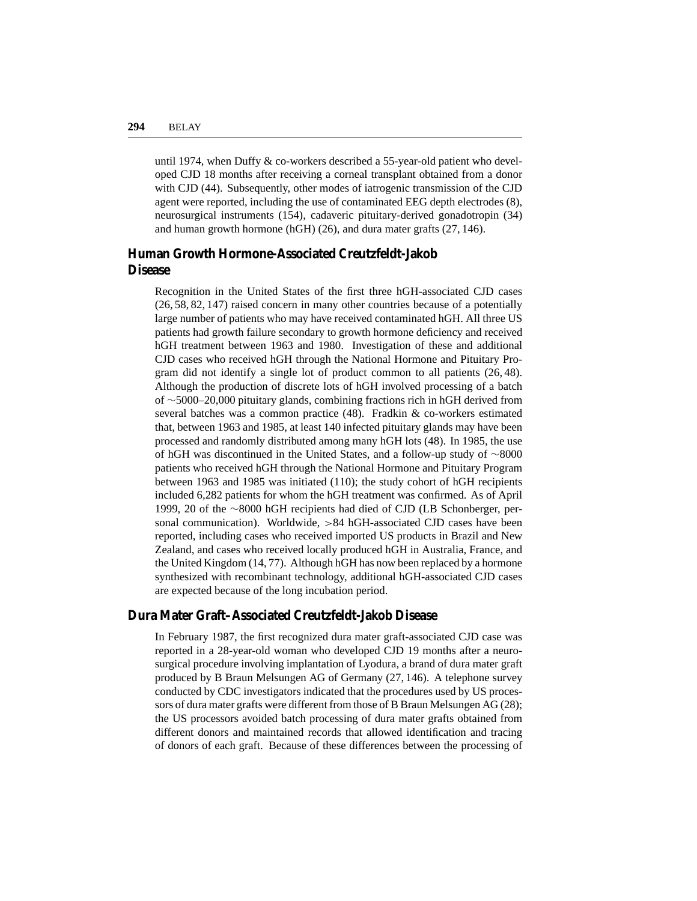until 1974, when Duffy & co-workers described a 55-year-old patient who developed CJD 18 months after receiving a corneal transplant obtained from a donor with CJD (44). Subsequently, other modes of iatrogenic transmission of the CJD agent were reported, including the use of contaminated EEG depth electrodes (8), neurosurgical instruments (154), cadaveric pituitary-derived gonadotropin (34) and human growth hormone (hGH) (26), and dura mater grafts (27, 146).

## Human Growth Hormone-Associated Creutzfeldt-Jakob Disease

Recognition in the United States of the first three hGH-associated CJD cases (26, 58, 82, 147) raised concern in many other countries because of a potentially large number of patients who may have received contaminated hGH. All three US patients had growth failure secondary to growth hormone deficiency and received hGH treatment between 1963 and 1980. Investigation of these and additional CJD cases who received hGH through the National Hormone and Pituitary Program did not identify a single lot of product common to all patients (26, 48). Although the production of discrete lots of hGH involved processing of a batch of ∼5000–20,000 pituitary glands, combining fractions rich in hGH derived from several batches was a common practice (48). Fradkin & co-workers estimated that, between 1963 and 1985, at least 140 infected pituitary glands may have been processed and randomly distributed among many hGH lots (48). In 1985, the use of hGH was discontinued in the United States, and a follow-up study of ∼8000 patients who received hGH through the National Hormone and Pituitary Program between 1963 and 1985 was initiated (110); the study cohort of hGH recipients included 6,282 patients for whom the hGH treatment was confirmed. As of April 1999, 20 of the ∼8000 hGH recipients had died of CJD (LB Schonberger, personal communication). Worldwide, >84 hGH-associated CJD cases have been reported, including cases who received imported US products in Brazil and New Zealand, and cases who received locally produced hGH in Australia, France, and the United Kingdom (14, 77). Although hGH has now been replaced by a hormone synthesized with recombinant technology, additional hGH-associated CJD cases are expected because of the long incubation period.

## Dura Mater Graft–Associated Creutzfeldt-Jakob Disease

In February 1987, the first recognized dura mater graft-associated CJD case was reported in a 28-year-old woman who developed CJD 19 months after a neurosurgical procedure involving implantation of Lyodura, a brand of dura mater graft produced by B Braun Melsungen AG of Germany (27, 146). A telephone survey conducted by CDC investigators indicated that the procedures used by US processors of dura mater grafts were different from those of B Braun Melsungen AG (28); the US processors avoided batch processing of dura mater grafts obtained from different donors and maintained records that allowed identification and tracing of donors of each graft. Because of these differences between the processing of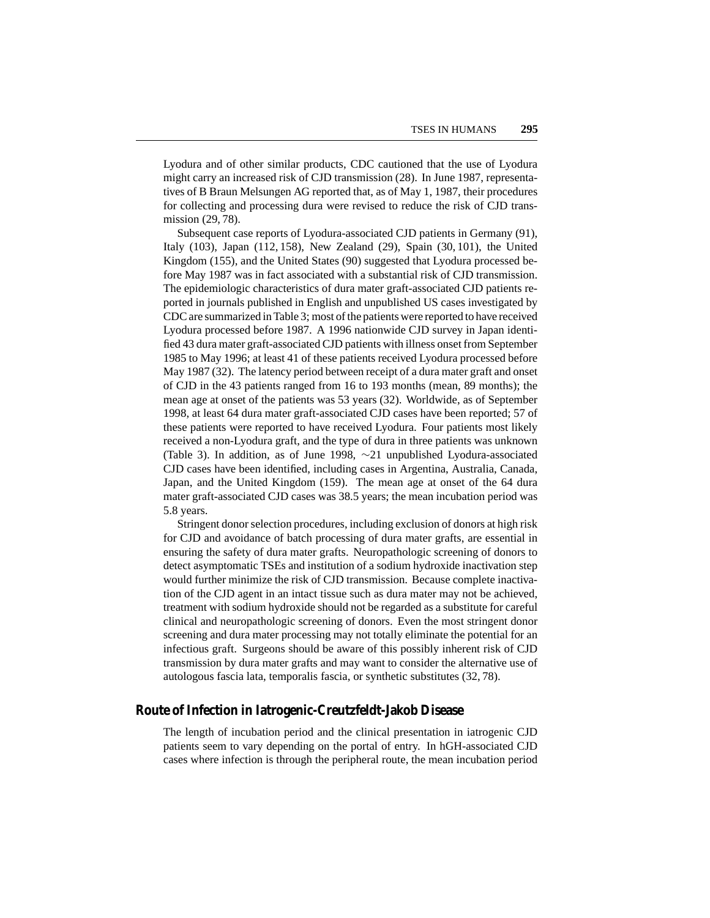Lyodura and of other similar products, CDC cautioned that the use of Lyodura might carry an increased risk of CJD transmission (28). In June 1987, representatives of B Braun Melsungen AG reported that, as of May 1, 1987, their procedures for collecting and processing dura were revised to reduce the risk of CJD transmission (29, 78).

Subsequent case reports of Lyodura-associated CJD patients in Germany (91), Italy (103), Japan (112, 158), New Zealand (29), Spain (30, 101), the United Kingdom (155), and the United States (90) suggested that Lyodura processed before May 1987 was in fact associated with a substantial risk of CJD transmission. The epidemiologic characteristics of dura mater graft-associated CJD patients reported in journals published in English and unpublished US cases investigated by CDC are summarized in Table 3; most of the patients were reported to have received Lyodura processed before 1987. A 1996 nationwide CJD survey in Japan identified 43 dura mater graft-associated CJD patients with illness onset from September 1985 to May 1996; at least 41 of these patients received Lyodura processed before May 1987 (32). The latency period between receipt of a dura mater graft and onset of CJD in the 43 patients ranged from 16 to 193 months (mean, 89 months); the mean age at onset of the patients was 53 years (32). Worldwide, as of September 1998, at least 64 dura mater graft-associated CJD cases have been reported; 57 of these patients were reported to have received Lyodura. Four patients most likely received a non-Lyodura graft, and the type of dura in three patients was unknown (Table 3). In addition, as of June 1998, ∼21 unpublished Lyodura-associated CJD cases have been identified, including cases in Argentina, Australia, Canada, Japan, and the United Kingdom (159). The mean age at onset of the 64 dura mater graft-associated CJD cases was 38.5 years; the mean incubation period was 5.8 years.

Stringent donor selection procedures, including exclusion of donors at high risk for CJD and avoidance of batch processing of dura mater grafts, are essential in ensuring the safety of dura mater grafts. Neuropathologic screening of donors to detect asymptomatic TSEs and institution of a sodium hydroxide inactivation step would further minimize the risk of CJD transmission. Because complete inactivation of the CJD agent in an intact tissue such as dura mater may not be achieved, treatment with sodium hydroxide should not be regarded as a substitute for careful clinical and neuropathologic screening of donors. Even the most stringent donor screening and dura mater processing may not totally eliminate the potential for an infectious graft. Surgeons should be aware of this possibly inherent risk of CJD transmission by dura mater grafts and may want to consider the alternative use of autologous fascia lata, temporalis fascia, or synthetic substitutes (32, 78).

## Route of Infection in Iatrogenic-Creutzfeldt-Jakob Disease

The length of incubation period and the clinical presentation in iatrogenic CJD patients seem to vary depending on the portal of entry. In hGH-associated CJD cases where infection is through the peripheral route, the mean incubation period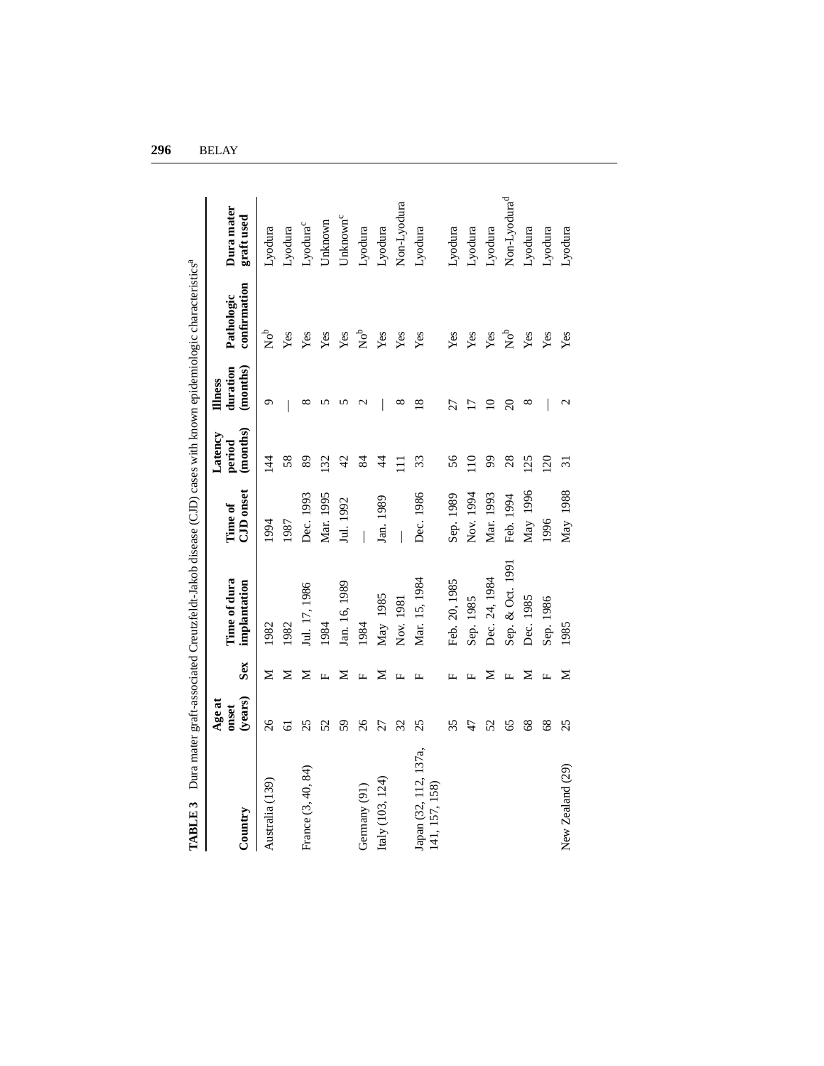**TABLE 3** Dura mater graft-associated Creutzfeldt-Jakob disease (CJD) cases with known epidemiologic characteristics[a]

| Country | Age at onset (years) | Sex | Time of dura implantation | Time of CJD onset | Latency period (months) | Illness duration (months) | Pathologic confirmation | Dura mater graft used |
|---|---|---|---|---|---|---|---|---|
| Australia (139) | 26 | M | 1982 | 1994 | 144 | 9 | No[b] | Lyodura |
| | 61 | M | 1982 | 1987 | 58 | — | Yes | Lyodura |
| France (3, 40, 84) | 25 | M | Jul. 17, 1986 | Dec. 1993 | 89 | 8 | Yes | Lyodura[c] |
| | 52 | F | 1984 | Mar. 1995 | 132 | 5 | Yes | Unknown |
| | 59 | M | Jan. 16, 1989 | Jul. 1992 | 42 | 5 | Yes | Unknown[c] |
| Germany (91) | 26 | F | 1984 | — | 84 | 2 | No[b] | Lyodura |
| Italy (103, 124) | 27 | M | May 1985 | Jan. 1989 | 44 | — | Yes | Lyodura |
| | 32 | F | Nov. 1981 | — | 111 | 8 | Yes | Non-Lyodura |
| Japan (32, 112, 137a, 141, 157, 158) | 25 | F | Mar. 15, 1984 | Dec. 1986 | 33 | 18 | Yes | Lyodura |
| | 35 | F | Feb. 20, 1985 | Sep. 1989 | 56 | 27 | Yes | Lyodura |
| | 47 | F | Sep. 1985 | Nov. 1994 | 110 | 17 | Yes | Lyodura |
| | 52 | M | Dec. 24, 1984 | Mar. 1993 | 99 | 10 | Yes | Lyodura |
| | 65 | F | Sep. & Oct. 1991 | Feb. 1994 | 28 | 20 | No[b] | Non-Lyodura[d] |
| | 68 | M | Dec. 1985 | May 1996 | 125 | 8 | Yes | Lyodura |
| | 68 | F | Sep. 1986 | 1996 | 120 | — | Yes | Lyodura |
| New Zealand (29) | 25 | M | 1985 | May 1988 | 31 | 2 | Yes | Lyodura |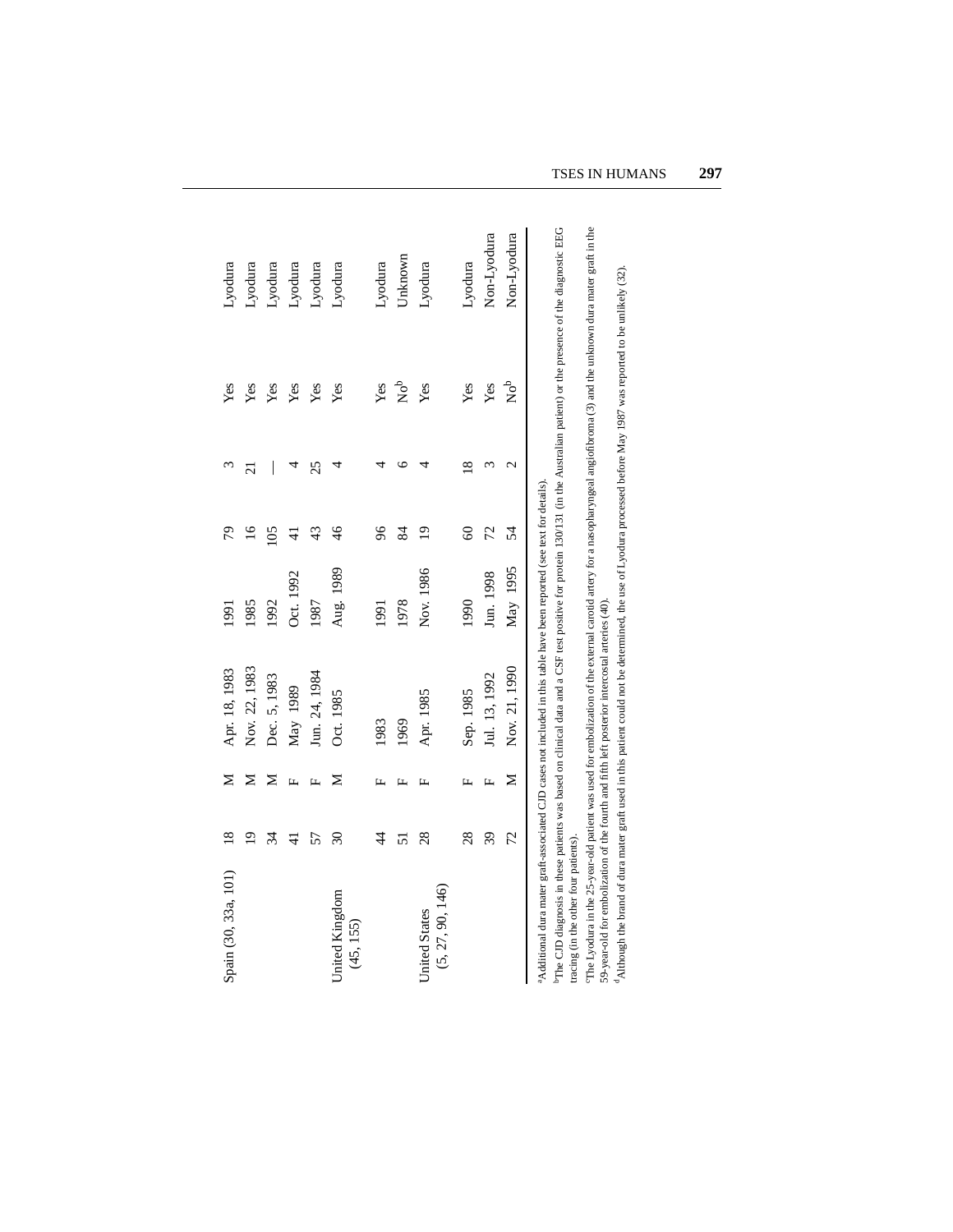| | | | | | | | | |
|---|---|---|---|---|---|---|---|---|
| Spain (30, 33a, 101) | 18 | M | Apr. 18, 1983 | 1991 | 79 | 3 | Yes | Lyodura |
| | 19 | M | Nov. 22, 1983 | 1985 | 16 | 21 | Yes | Lyodura |
| | 34 | M | Dec. 5, 1983 | 1992 | 105 | — | Yes | Lyodura |
| | 41 | F | May 1989 | Oct. 1992 | 41 | 4 | Yes | Lyodura |
| | 57 | F | Jun. 24, 1984 | 1987 | 43 | 25 | Yes | Lyodura |
| United Kingdom (45, 155) | 30 | M | Oct. 1985 | Aug. 1989 | 46 | 4 | Yes | Lyodura |
| | 44 | F | 1983 | 1991 | 96 | 4 | Yes | Lyodura |
| | 51 | F | 1969 | 1978 | 84 | 6 | No[b] | Unknown |
| United States (5, 27, 90, 146) | 28 | F | Apr. 1985 | Nov. 1986 | 19 | 4 | Yes | Lyodura |
| | 28 | F | Sep. 1985 | 1990 | 60 | 18 | Yes | Lyodura |
| | 39 | F | Jul. 13, 1992 | Jun. 1998 | 72 | 3 | Yes | Non-Lyodura |
| | 72 | M | Nov. 21, 1990 | May 1995 | 54 | 2 | No[b] | Non-Lyodura |

[a]Additional dura mater graft-associated CJD cases not included in this table have been reported (see text for details).

[b]The CJD diagnosis in these patients was based on clinical data and a CSF test positive for protein 130/131 (in the Australian patient) or the presence of the diagnostic EEG tracing (in the other four patients).

[c]The Lyodura in the 25-year-old patient was used for embolization of the external carotid artery for a nasopharyngeal angiofibroma (3) and the unknown dura mater graft in the 59-year-old for embolization of the fourth and fifth left posterior intercostal arteries (40).

[d]Although the brand of dura mater graft used in this patient could not be determined, the use of Lyodura processed before May 1987 was reported to be unlikely (32).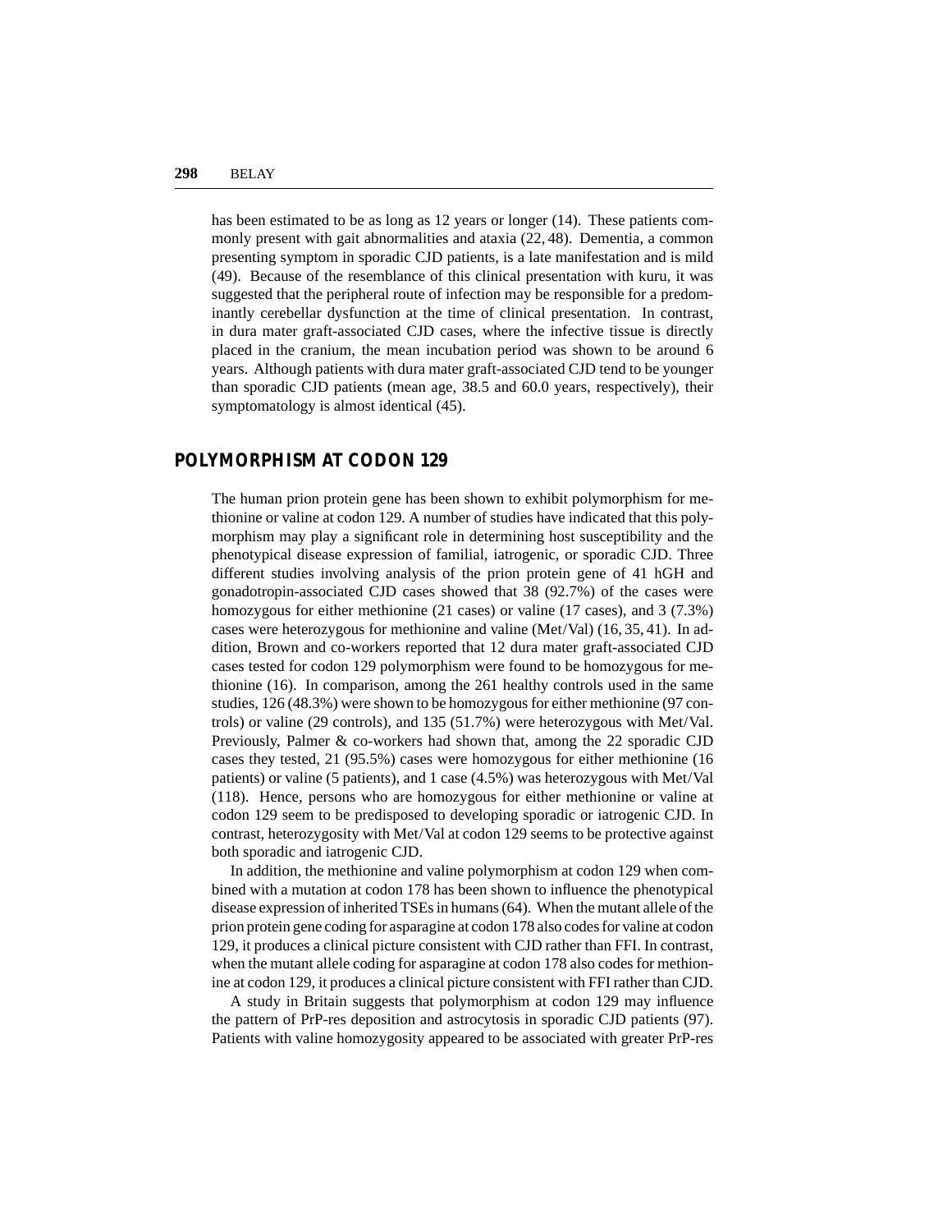has been estimated to be as long as 12 years or longer (14). These patients commonly present with gait abnormalities and ataxia (22, 48). Dementia, a common presenting symptom in sporadic CJD patients, is a late manifestation and is mild (49). Because of the resemblance of this clinical presentation with kuru, it was suggested that the peripheral route of infection may be responsible for a predominantly cerebellar dysfunction at the time of clinical presentation. In contrast, in dura mater graft-associated CJD cases, where the infective tissue is directly placed in the cranium, the mean incubation period was shown to be around 6 years. Although patients with dura mater graft-associated CJD tend to be younger than sporadic CJD patients (mean age, 38.5 and 60.0 years, respectively), their symptomatology is almost identical (45).

## POLYMORPHISM AT CODON 129

The human prion protein gene has been shown to exhibit polymorphism for methionine or valine at codon 129. A number of studies have indicated that this polymorphism may play a significant role in determining host susceptibility and the phenotypical disease expression of familial, iatrogenic, or sporadic CJD. Three different studies involving analysis of the prion protein gene of 41 hGH and gonadotropin-associated CJD cases showed that 38 (92.7%) of the cases were homozygous for either methionine (21 cases) or valine (17 cases), and 3 (7.3%) cases were heterozygous for methionine and valine (Met/Val) (16, 35, 41). In addition, Brown and co-workers reported that 12 dura mater graft-associated CJD cases tested for codon 129 polymorphism were found to be homozygous for methionine (16). In comparison, among the 261 healthy controls used in the same studies, 126 (48.3%) were shown to be homozygous for either methionine (97 controls) or valine (29 controls), and 135 (51.7%) were heterozygous with Met/Val. Previously, Palmer & co-workers had shown that, among the 22 sporadic CJD cases they tested, 21 (95.5%) cases were homozygous for either methionine (16 patients) or valine (5 patients), and 1 case (4.5%) was heterozygous with Met/Val (118). Hence, persons who are homozygous for either methionine or valine at codon 129 seem to be predisposed to developing sporadic or iatrogenic CJD. In contrast, heterozygosity with Met/Val at codon 129 seems to be protective against both sporadic and iatrogenic CJD.

In addition, the methionine and valine polymorphism at codon 129 when combined with a mutation at codon 178 has been shown to influence the phenotypical disease expression of inherited TSEs in humans (64). When the mutant allele of the prion protein gene coding for asparagine at codon 178 also codes for valine at codon 129, it produces a clinical picture consistent with CJD rather than FFI. In contrast, when the mutant allele coding for asparagine at codon 178 also codes for methionine at codon 129, it produces a clinical picture consistent with FFI rather than CJD.

A study in Britain suggests that polymorphism at codon 129 may influence the pattern of PrP-res deposition and astrocytosis in sporadic CJD patients (97). Patients with valine homozygosity appeared to be associated with greater PrP-res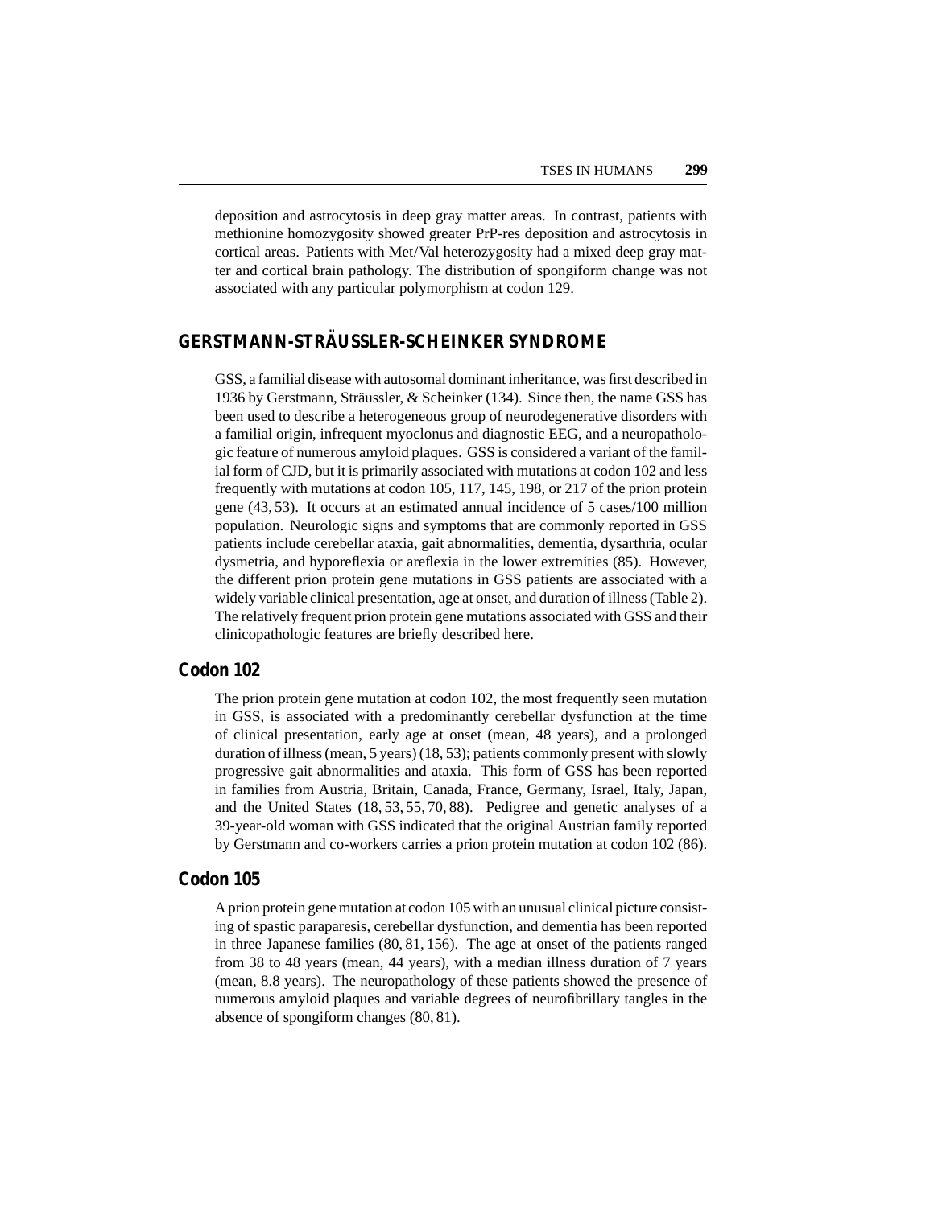deposition and astrocytosis in deep gray matter areas. In contrast, patients with methionine homozygosity showed greater PrP-res deposition and astrocytosis in cortical areas. Patients with Met/Val heterozygosity had a mixed deep gray matter and cortical brain pathology. The distribution of spongiform change was not associated with any particular polymorphism at codon 129.

## GERSTMANN-STRÄUSSLER-SCHEINKER SYNDROME

GSS, a familial disease with autosomal dominant inheritance, was first described in 1936 by Gerstmann, Sträussler, & Scheinker (134). Since then, the name GSS has been used to describe a heterogeneous group of neurodegenerative disorders with a familial origin, infrequent myoclonus and diagnostic EEG, and a neuropathologic feature of numerous amyloid plaques. GSS is considered a variant of the familial form of CJD, but it is primarily associated with mutations at codon 102 and less frequently with mutations at codon 105, 117, 145, 198, or 217 of the prion protein gene (43, 53). It occurs at an estimated annual incidence of 5 cases/100 million population. Neurologic signs and symptoms that are commonly reported in GSS patients include cerebellar ataxia, gait abnormalities, dementia, dysarthria, ocular dysmetria, and hyporeflexia or areflexia in the lower extremities (85). However, the different prion protein gene mutations in GSS patients are associated with a widely variable clinical presentation, age at onset, and duration of illness (Table 2). The relatively frequent prion protein gene mutations associated with GSS and their clinicopathologic features are briefly described here.

### Codon 102

The prion protein gene mutation at codon 102, the most frequently seen mutation in GSS, is associated with a predominantly cerebellar dysfunction at the time of clinical presentation, early age at onset (mean, 48 years), and a prolonged duration of illness (mean, 5 years) (18, 53); patients commonly present with slowly progressive gait abnormalities and ataxia. This form of GSS has been reported in families from Austria, Britain, Canada, France, Germany, Israel, Italy, Japan, and the United States (18, 53, 55, 70, 88). Pedigree and genetic analyses of a 39-year-old woman with GSS indicated that the original Austrian family reported by Gerstmann and co-workers carries a prion protein mutation at codon 102 (86).

### Codon 105

A prion protein gene mutation at codon 105 with an unusual clinical picture consisting of spastic paraparesis, cerebellar dysfunction, and dementia has been reported in three Japanese families (80, 81, 156). The age at onset of the patients ranged from 38 to 48 years (mean, 44 years), with a median illness duration of 7 years (mean, 8.8 years). The neuropathology of these patients showed the presence of numerous amyloid plaques and variable degrees of neurofibrillary tangles in the absence of spongiform changes (80, 81).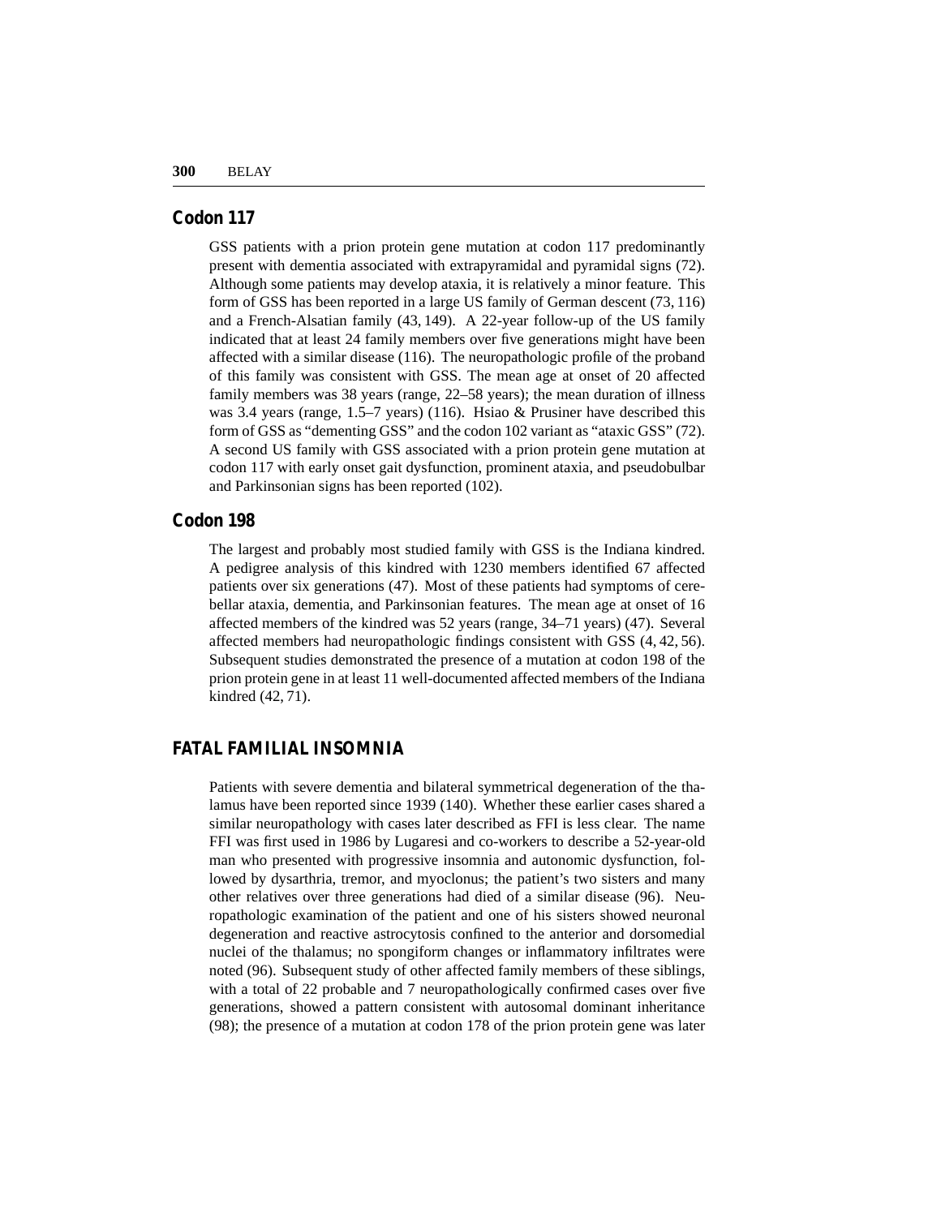### Codon 117

GSS patients with a prion protein gene mutation at codon 117 predominantly present with dementia associated with extrapyramidal and pyramidal signs (72). Although some patients may develop ataxia, it is relatively a minor feature. This form of GSS has been reported in a large US family of German descent (73, 116) and a French-Alsatian family (43, 149). A 22-year follow-up of the US family indicated that at least 24 family members over five generations might have been affected with a similar disease (116). The neuropathologic profile of the proband of this family was consistent with GSS. The mean age at onset of 20 affected family members was 38 years (range, 22–58 years); the mean duration of illness was 3.4 years (range, 1.5–7 years) (116). Hsiao & Prusiner have described this form of GSS as "dementing GSS" and the codon 102 variant as "ataxic GSS" (72). A second US family with GSS associated with a prion protein gene mutation at codon 117 with early onset gait dysfunction, prominent ataxia, and pseudobulbar and Parkinsonian signs has been reported (102).

### Codon 198

The largest and probably most studied family with GSS is the Indiana kindred. A pedigree analysis of this kindred with 1230 members identified 67 affected patients over six generations (47). Most of these patients had symptoms of cerebellar ataxia, dementia, and Parkinsonian features. The mean age at onset of 16 affected members of the kindred was 52 years (range, 34–71 years) (47). Several affected members had neuropathologic findings consistent with GSS (4, 42, 56). Subsequent studies demonstrated the presence of a mutation at codon 198 of the prion protein gene in at least 11 well-documented affected members of the Indiana kindred (42, 71).

## FATAL FAMILIAL INSOMNIA

Patients with severe dementia and bilateral symmetrical degeneration of the thalamus have been reported since 1939 (140). Whether these earlier cases shared a similar neuropathology with cases later described as FFI is less clear. The name FFI was first used in 1986 by Lugaresi and co-workers to describe a 52-year-old man who presented with progressive insomnia and autonomic dysfunction, followed by dysarthria, tremor, and myoclonus; the patient's two sisters and many other relatives over three generations had died of a similar disease (96). Neuropathologic examination of the patient and one of his sisters showed neuronal degeneration and reactive astrocytosis confined to the anterior and dorsomedial nuclei of the thalamus; no spongiform changes or inflammatory infiltrates were noted (96). Subsequent study of other affected family members of these siblings, with a total of 22 probable and 7 neuropathologically confirmed cases over five generations, showed a pattern consistent with autosomal dominant inheritance (98); the presence of a mutation at codon 178 of the prion protein gene was later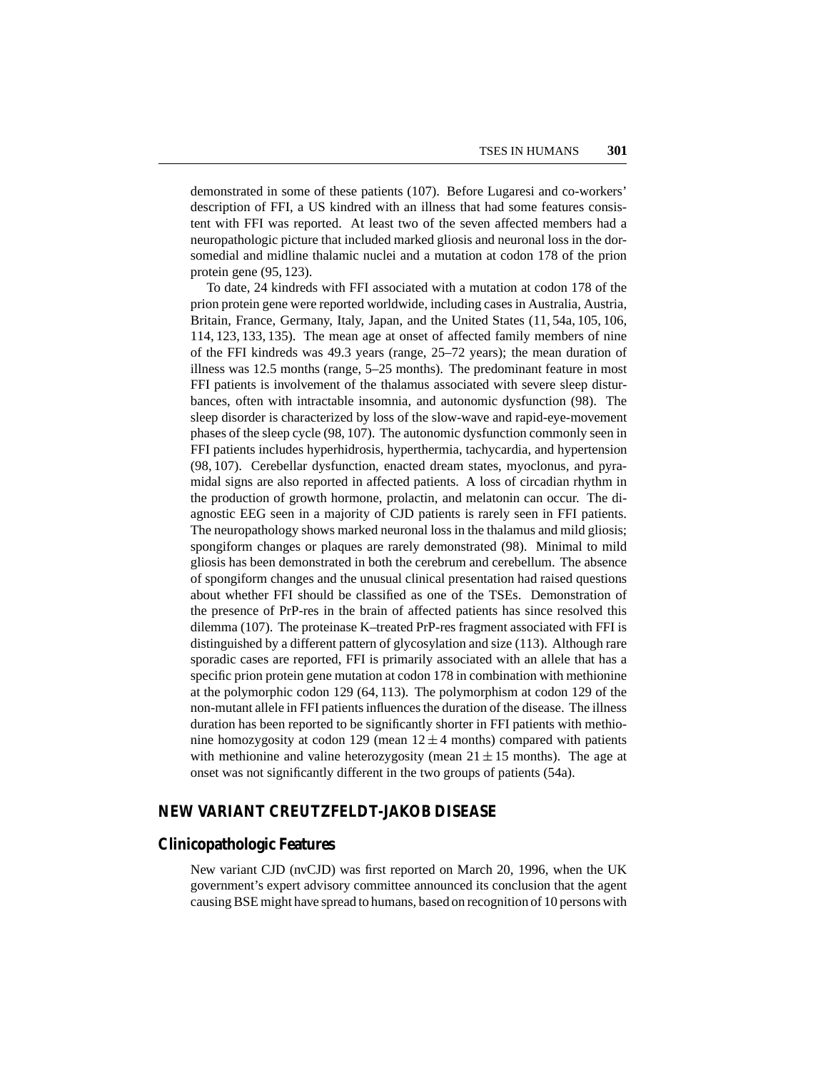demonstrated in some of these patients (107). Before Lugaresi and co-workers' description of FFI, a US kindred with an illness that had some features consistent with FFI was reported. At least two of the seven affected members had a neuropathologic picture that included marked gliosis and neuronal loss in the dorsomedial and midline thalamic nuclei and a mutation at codon 178 of the prion protein gene (95, 123).

To date, 24 kindreds with FFI associated with a mutation at codon 178 of the prion protein gene were reported worldwide, including cases in Australia, Austria, Britain, France, Germany, Italy, Japan, and the United States (11, 54a, 105, 106, 114, 123, 133, 135). The mean age at onset of affected family members of nine of the FFI kindreds was 49.3 years (range, 25–72 years); the mean duration of illness was 12.5 months (range, 5–25 months). The predominant feature in most FFI patients is involvement of the thalamus associated with severe sleep disturbances, often with intractable insomnia, and autonomic dysfunction (98). The sleep disorder is characterized by loss of the slow-wave and rapid-eye-movement phases of the sleep cycle (98, 107). The autonomic dysfunction commonly seen in FFI patients includes hyperhidrosis, hyperthermia, tachycardia, and hypertension (98, 107). Cerebellar dysfunction, enacted dream states, myoclonus, and pyramidal signs are also reported in affected patients. A loss of circadian rhythm in the production of growth hormone, prolactin, and melatonin can occur. The diagnostic EEG seen in a majority of CJD patients is rarely seen in FFI patients. The neuropathology shows marked neuronal loss in the thalamus and mild gliosis; spongiform changes or plaques are rarely demonstrated (98). Minimal to mild gliosis has been demonstrated in both the cerebrum and cerebellum. The absence of spongiform changes and the unusual clinical presentation had raised questions about whether FFI should be classified as one of the TSEs. Demonstration of the presence of PrP-res in the brain of affected patients has since resolved this dilemma (107). The proteinase K–treated PrP-res fragment associated with FFI is distinguished by a different pattern of glycosylation and size (113). Although rare sporadic cases are reported, FFI is primarily associated with an allele that has a specific prion protein gene mutation at codon 178 in combination with methionine at the polymorphic codon 129 (64, 113). The polymorphism at codon 129 of the non-mutant allele in FFI patients influences the duration of the disease. The illness duration has been reported to be significantly shorter in FFI patients with methionine homozygosity at codon 129 (mean $12 \pm 4$ months) compared with patients with methionine and valine heterozygosity (mean $21 \pm 15$ months). The age at onset was not significantly different in the two groups of patients (54a).

## NEW VARIANT CREUTZFELDT-JAKOB DISEASE

### Clinicopathologic Features

New variant CJD (nvCJD) was first reported on March 20, 1996, when the UK government's expert advisory committee announced its conclusion that the agent causing BSE might have spread to humans, based on recognition of 10 persons with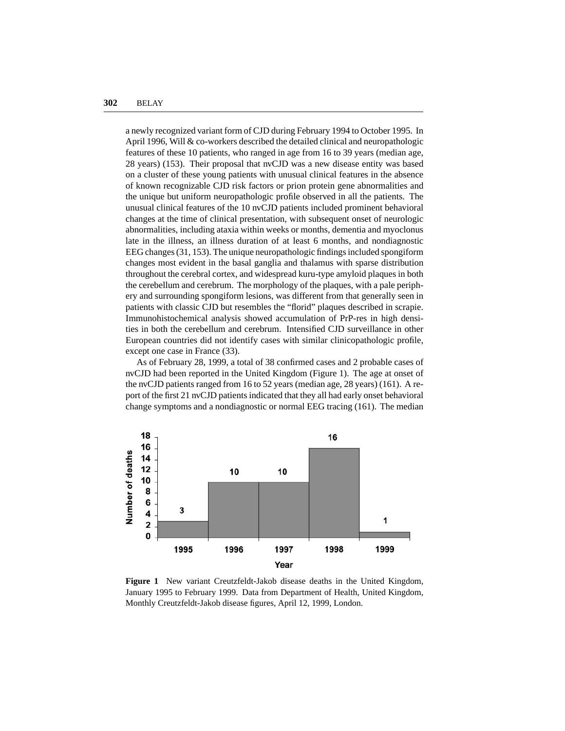a newly recognized variant form of CJD during February 1994 to October 1995. In April 1996, Will & co-workers described the detailed clinical and neuropathologic features of these 10 patients, who ranged in age from 16 to 39 years (median age, 28 years) (153). Their proposal that nvCJD was a new disease entity was based on a cluster of these young patients with unusual clinical features in the absence of known recognizable CJD risk factors or prion protein gene abnormalities and the unique but uniform neuropathologic profile observed in all the patients. The unusual clinical features of the 10 nvCJD patients included prominent behavioral changes at the time of clinical presentation, with subsequent onset of neurologic abnormalities, including ataxia within weeks or months, dementia and myoclonus late in the illness, an illness duration of at least 6 months, and nondiagnostic EEG changes (31, 153). The unique neuropathologic findings included spongiform changes most evident in the basal ganglia and thalamus with sparse distribution throughout the cerebral cortex, and widespread kuru-type amyloid plaques in both the cerebellum and cerebrum. The morphology of the plaques, with a pale periphery and surrounding spongiform lesions, was different from that generally seen in patients with classic CJD but resembles the "florid" plaques described in scrapie. Immunohistochemical analysis showed accumulation of PrP-res in high densities in both the cerebellum and cerebrum. Intensified CJD surveillance in other European countries did not identify cases with similar clinicopathologic profile, except one case in France (33).

As of February 28, 1999, a total of 38 confirmed cases and 2 probable cases of nvCJD had been reported in the United Kingdom (Figure 1). The age at onset of the nvCJD patients ranged from 16 to 52 years (median age, 28 years) (161). A report of the first 21 nvCJD patients indicated that they all had early onset behavioral change symptoms and a nondiagnostic or normal EEG tracing (161). The median

| Year | Number of deaths |
|---|---|
| 1995 | 3 |
| 1996 | 10 |
| 1997 | 10 |
| 1998 | 16 |
| 1999 | 1 |

**Figure 1** New variant Creutzfeldt-Jakob disease deaths in the United Kingdom, January 1995 to February 1999. Data from Department of Health, United Kingdom, Monthly Creutzfeldt-Jakob disease figures, April 12, 1999, London.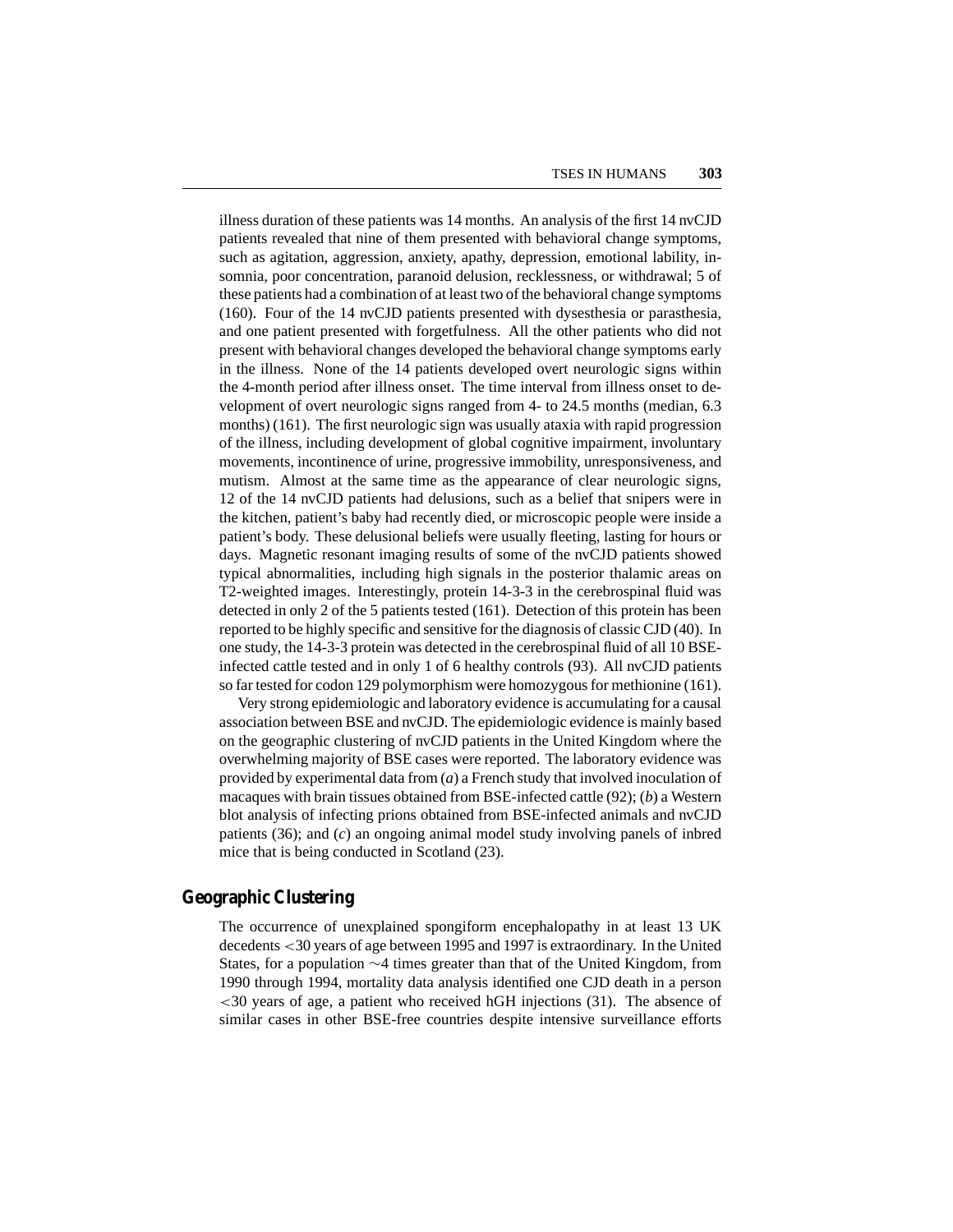illness duration of these patients was 14 months. An analysis of the first 14 nvCJD patients revealed that nine of them presented with behavioral change symptoms, such as agitation, aggression, anxiety, apathy, depression, emotional lability, insomnia, poor concentration, paranoid delusion, recklessness, or withdrawal; 5 of these patients had a combination of at least two of the behavioral change symptoms (160). Four of the 14 nvCJD patients presented with dysesthesia or parasthesia, and one patient presented with forgetfulness. All the other patients who did not present with behavioral changes developed the behavioral change symptoms early in the illness. None of the 14 patients developed overt neurologic signs within the 4-month period after illness onset. The time interval from illness onset to development of overt neurologic signs ranged from 4- to 24.5 months (median, 6.3 months) (161). The first neurologic sign was usually ataxia with rapid progression of the illness, including development of global cognitive impairment, involuntary movements, incontinence of urine, progressive immobility, unresponsiveness, and mutism. Almost at the same time as the appearance of clear neurologic signs, 12 of the 14 nvCJD patients had delusions, such as a belief that snipers were in the kitchen, patient's baby had recently died, or microscopic people were inside a patient's body. These delusional beliefs were usually fleeting, lasting for hours or days. Magnetic resonant imaging results of some of the nvCJD patients showed typical abnormalities, including high signals in the posterior thalamic areas on T2-weighted images. Interestingly, protein 14-3-3 in the cerebrospinal fluid was detected in only 2 of the 5 patients tested (161). Detection of this protein has been reported to be highly specific and sensitive for the diagnosis of classic CJD (40). In one study, the 14-3-3 protein was detected in the cerebrospinal fluid of all 10 BSE-infected cattle tested and in only 1 of 6 healthy controls (93). All nvCJD patients so far tested for codon 129 polymorphism were homozygous for methionine (161).

Very strong epidemiologic and laboratory evidence is accumulating for a causal association between BSE and nvCJD. The epidemiologic evidence is mainly based on the geographic clustering of nvCJD patients in the United Kingdom where the overwhelming majority of BSE cases were reported. The laboratory evidence was provided by experimental data from (*a*) a French study that involved inoculation of macaques with brain tissues obtained from BSE-infected cattle (92); (*b*) a Western blot analysis of infecting prions obtained from BSE-infected animals and nvCJD patients (36); and (*c*) an ongoing animal model study involving panels of inbred mice that is being conducted in Scotland (23).

## Geographic Clustering

The occurrence of unexplained spongiform encephalopathy in at least 13 UK decedents $<30$ years of age between 1995 and 1997 is extraordinary. In the United States, for a population $\sim 4$ times greater than that of the United Kingdom, from 1990 through 1994, mortality data analysis identified one CJD death in a person $<30$ years of age, a patient who received hGH injections (31). The absence of similar cases in other BSE-free countries despite intensive surveillance efforts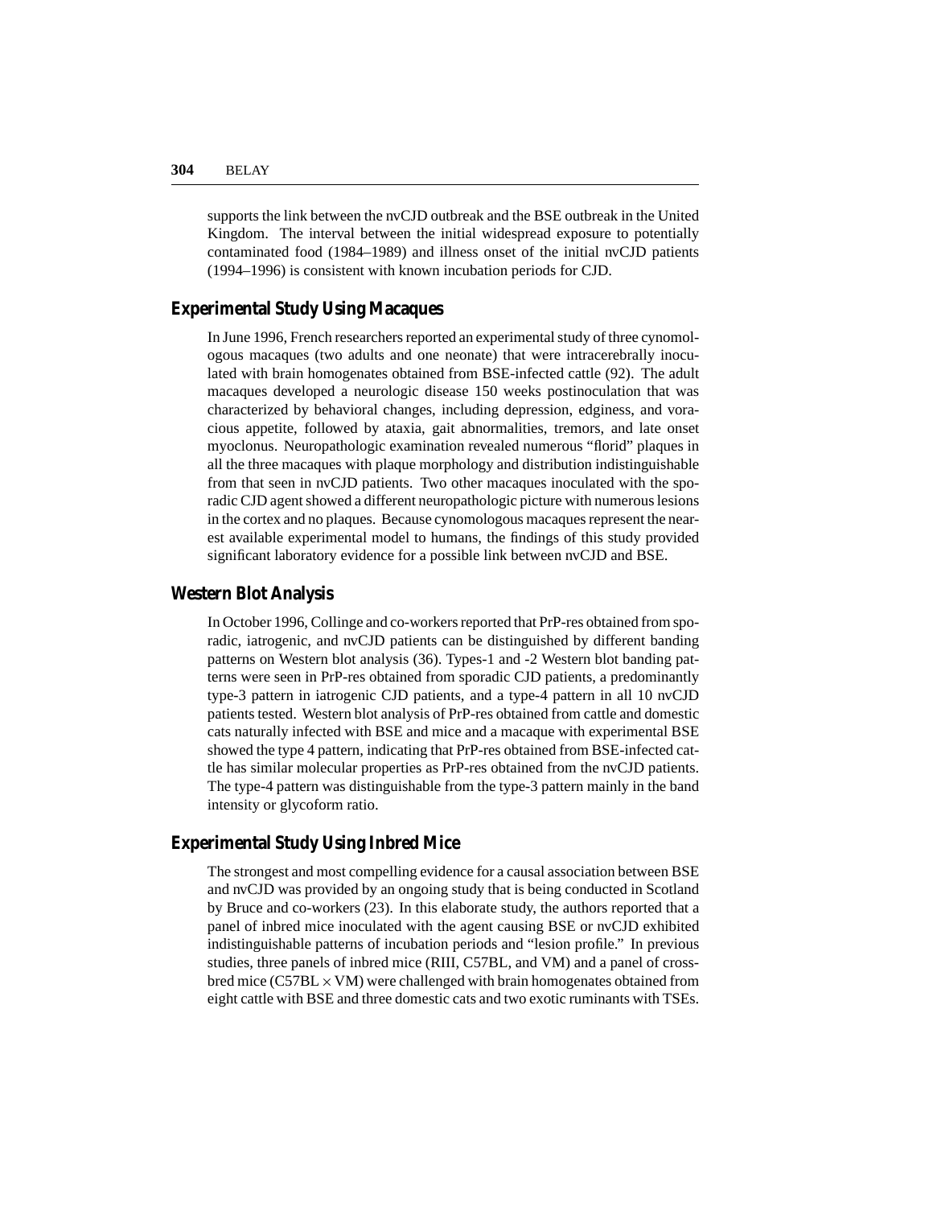supports the link between the nvCJD outbreak and the BSE outbreak in the United Kingdom. The interval between the initial widespread exposure to potentially contaminated food (1984–1989) and illness onset of the initial nvCJD patients (1994–1996) is consistent with known incubation periods for CJD.

## Experimental Study Using Macaques

In June 1996, French researchers reported an experimental study of three cynomologous macaques (two adults and one neonate) that were intracerebrally inoculated with brain homogenates obtained from BSE-infected cattle (92). The adult macaques developed a neurologic disease 150 weeks postinoculation that was characterized by behavioral changes, including depression, edginess, and voracious appetite, followed by ataxia, gait abnormalities, tremors, and late onset myoclonus. Neuropathologic examination revealed numerous "florid" plaques in all the three macaques with plaque morphology and distribution indistinguishable from that seen in nvCJD patients. Two other macaques inoculated with the sporadic CJD agent showed a different neuropathologic picture with numerous lesions in the cortex and no plaques. Because cynomologous macaques represent the nearest available experimental model to humans, the findings of this study provided significant laboratory evidence for a possible link between nvCJD and BSE.

## Western Blot Analysis

In October 1996, Collinge and co-workers reported that PrP-res obtained from sporadic, iatrogenic, and nvCJD patients can be distinguished by different banding patterns on Western blot analysis (36). Types-1 and -2 Western blot banding patterns were seen in PrP-res obtained from sporadic CJD patients, a predominantly type-3 pattern in iatrogenic CJD patients, and a type-4 pattern in all 10 nvCJD patients tested. Western blot analysis of PrP-res obtained from cattle and domestic cats naturally infected with BSE and mice and a macaque with experimental BSE showed the type 4 pattern, indicating that PrP-res obtained from BSE-infected cattle has similar molecular properties as PrP-res obtained from the nvCJD patients. The type-4 pattern was distinguishable from the type-3 pattern mainly in the band intensity or glycoform ratio.

## Experimental Study Using Inbred Mice

The strongest and most compelling evidence for a causal association between BSE and nvCJD was provided by an ongoing study that is being conducted in Scotland by Bruce and co-workers (23). In this elaborate study, the authors reported that a panel of inbred mice inoculated with the agent causing BSE or nvCJD exhibited indistinguishable patterns of incubation periods and "lesion profile." In previous studies, three panels of inbred mice (RIII, C57BL, and VM) and a panel of crossbred mice (C57BL $\times$ VM) were challenged with brain homogenates obtained from eight cattle with BSE and three domestic cats and two exotic ruminants with TSEs.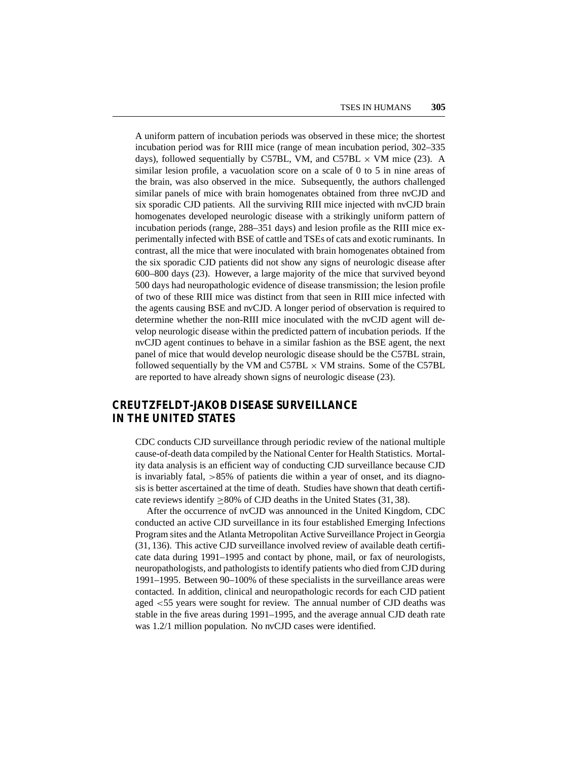A uniform pattern of incubation periods was observed in these mice; the shortest incubation period was for RIII mice (range of mean incubation period, 302–335 days), followed sequentially by C57BL, VM, and C57BL $\times$ VM mice (23). A similar lesion profile, a vacuolation score on a scale of 0 to 5 in nine areas of the brain, was also observed in the mice. Subsequently, the authors challenged similar panels of mice with brain homogenates obtained from three nvCJD and six sporadic CJD patients. All the surviving RIII mice injected with nvCJD brain homogenates developed neurologic disease with a strikingly uniform pattern of incubation periods (range, 288–351 days) and lesion profile as the RIII mice experimentally infected with BSE of cattle and TSEs of cats and exotic ruminants. In contrast, all the mice that were inoculated with brain homogenates obtained from the six sporadic CJD patients did not show any signs of neurologic disease after 600–800 days (23). However, a large majority of the mice that survived beyond 500 days had neuropathologic evidence of disease transmission; the lesion profile of two of these RIII mice was distinct from that seen in RIII mice infected with the agents causing BSE and nvCJD. A longer period of observation is required to determine whether the non-RIII mice inoculated with the nvCJD agent will develop neurologic disease within the predicted pattern of incubation periods. If the nvCJD agent continues to behave in a similar fashion as the BSE agent, the next panel of mice that would develop neurologic disease should be the C57BL strain, followed sequentially by the VM and C57BL $\times$ VM strains. Some of the C57BL are reported to have already shown signs of neurologic disease (23).

## CREUTZFELDT-JAKOB DISEASE SURVEILLANCE IN THE UNITED STATES

CDC conducts CJD surveillance through periodic review of the national multiple cause-of-death data compiled by the National Center for Health Statistics. Mortality data analysis is an efficient way of conducting CJD surveillance because CJD is invariably fatal, $>$85% of patients die within a year of onset, and its diagnosis is better ascertained at the time of death. Studies have shown that death certificate reviews identify $\geq$80% of CJD deaths in the United States (31, 38).

After the occurrence of nvCJD was announced in the United Kingdom, CDC conducted an active CJD surveillance in its four established Emerging Infections Program sites and the Atlanta Metropolitan Active Surveillance Project in Georgia (31, 136). This active CJD surveillance involved review of available death certificate data during 1991–1995 and contact by phone, mail, or fax of neurologists, neuropathologists, and pathologists to identify patients who died from CJD during 1991–1995. Between 90–100% of these specialists in the surveillance areas were contacted. In addition, clinical and neuropathologic records for each CJD patient aged $<$55 years were sought for review. The annual number of CJD deaths was stable in the five areas during 1991–1995, and the average annual CJD death rate was 1.2/1 million population. No nvCJD cases were identified.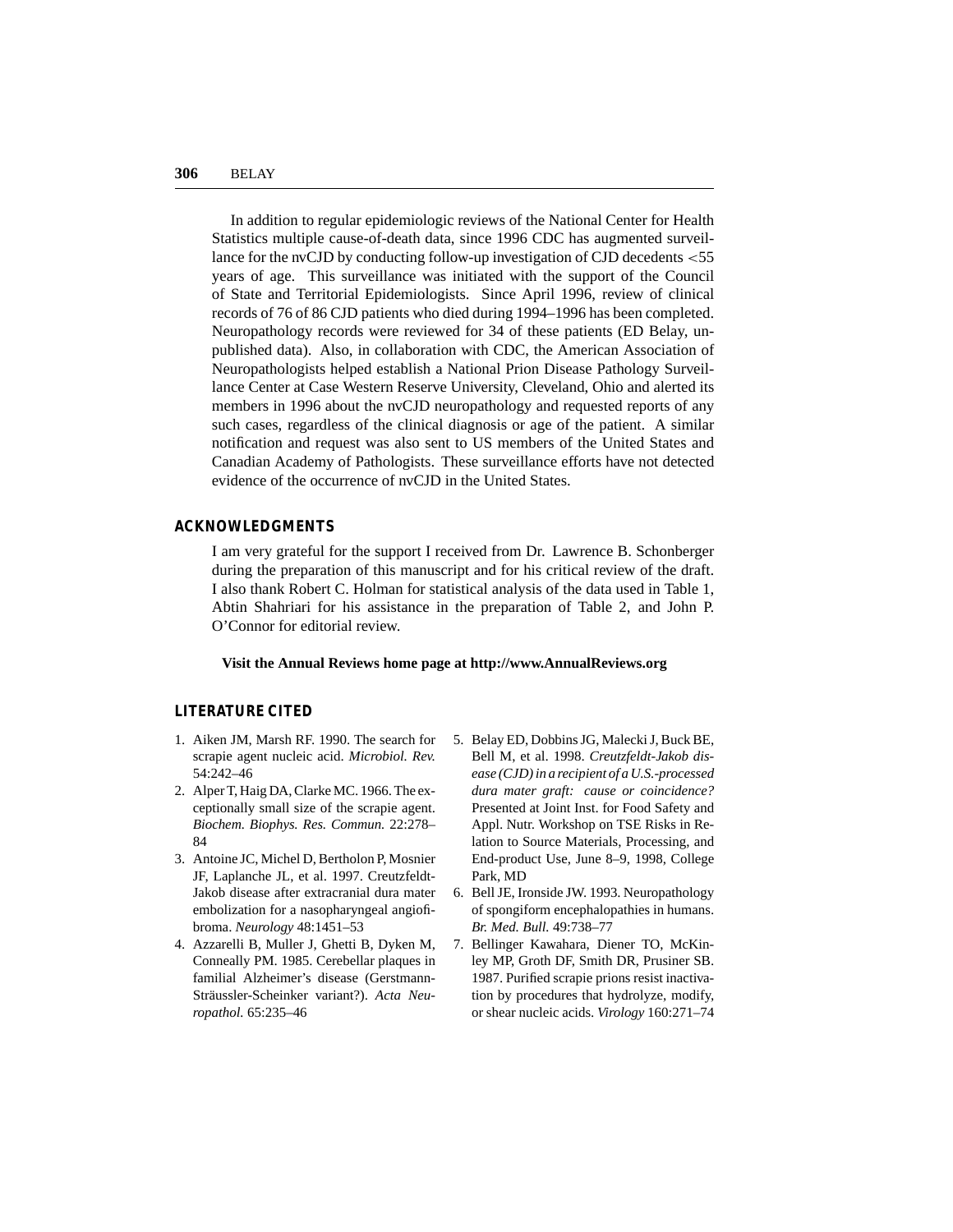In addition to regular epidemiologic reviews of the National Center for Health Statistics multiple cause-of-death data, since 1996 CDC has augmented surveillance for the nvCJD by conducting follow-up investigation of CJD decedents $<55$ years of age. This surveillance was initiated with the support of the Council of State and Territorial Epidemiologists. Since April 1996, review of clinical records of 76 of 86 CJD patients who died during 1994–1996 has been completed. Neuropathology records were reviewed for 34 of these patients (ED Belay, unpublished data). Also, in collaboration with CDC, the American Association of Neuropathologists helped establish a National Prion Disease Pathology Surveillance Center at Case Western Reserve University, Cleveland, Ohio and alerted its members in 1996 about the nvCJD neuropathology and requested reports of any such cases, regardless of the clinical diagnosis or age of the patient. A similar notification and request was also sent to US members of the United States and Canadian Academy of Pathologists. These surveillance efforts have not detected evidence of the occurrence of nvCJD in the United States.

## ACKNOWLEDGMENTS

I am very grateful for the support I received from Dr. Lawrence B. Schonberger during the preparation of this manuscript and for his critical review of the draft. I also thank Robert C. Holman for statistical analysis of the data used in Table 1, Abtin Shahriari for his assistance in the preparation of Table 2, and John P. O'Connor for editorial review.

**Visit the Annual Reviews home page at http://www.AnnualReviews.org**

## LITERATURE CITED

1. Aiken JM, Marsh RF. 1990. The search for scrapie agent nucleic acid. *Microbiol. Rev.* 54:242–46
2. Alper T, Haig DA, Clarke MC. 1966. The exceptionally small size of the scrapie agent. *Biochem. Biophys. Res. Commun.* 22:278–84
3. Antoine JC, Michel D, Bertholon P, Mosnier JF, Laplanche JL, et al. 1997. Creutzfeldt-Jakob disease after extracranial dura mater embolization for a nasopharyngeal angiofibroma. *Neurology* 48:1451–53
4. Azzarelli B, Muller J, Ghetti B, Dyken M, Conneally PM. 1985. Cerebellar plaques in familial Alzheimer's disease (Gerstmann-Sträussler-Scheinker variant?). *Acta Neuropathol.* 65:235–46
5. Belay ED, Dobbins JG, Malecki J, Buck BE, Bell M, et al. 1998. *Creutzfeldt-Jakob disease (CJD) in a recipient of a U.S.-processed dura mater graft: cause or coincidence?* Presented at Joint Inst. for Food Safety and Appl. Nutr. Workshop on TSE Risks in Relation to Source Materials, Processing, and End-product Use, June 8–9, 1998, College Park, MD
6. Bell JE, Ironside JW. 1993. Neuropathology of spongiform encephalopathies in humans. *Br. Med. Bull.* 49:738–77
7. Bellinger Kawahara, Diener TO, McKinley MP, Groth DF, Smith DR, Prusiner SB. 1987. Purified scrapie prions resist inactivation by procedures that hydrolyze, modify, or shear nucleic acids. *Virology* 160:271–74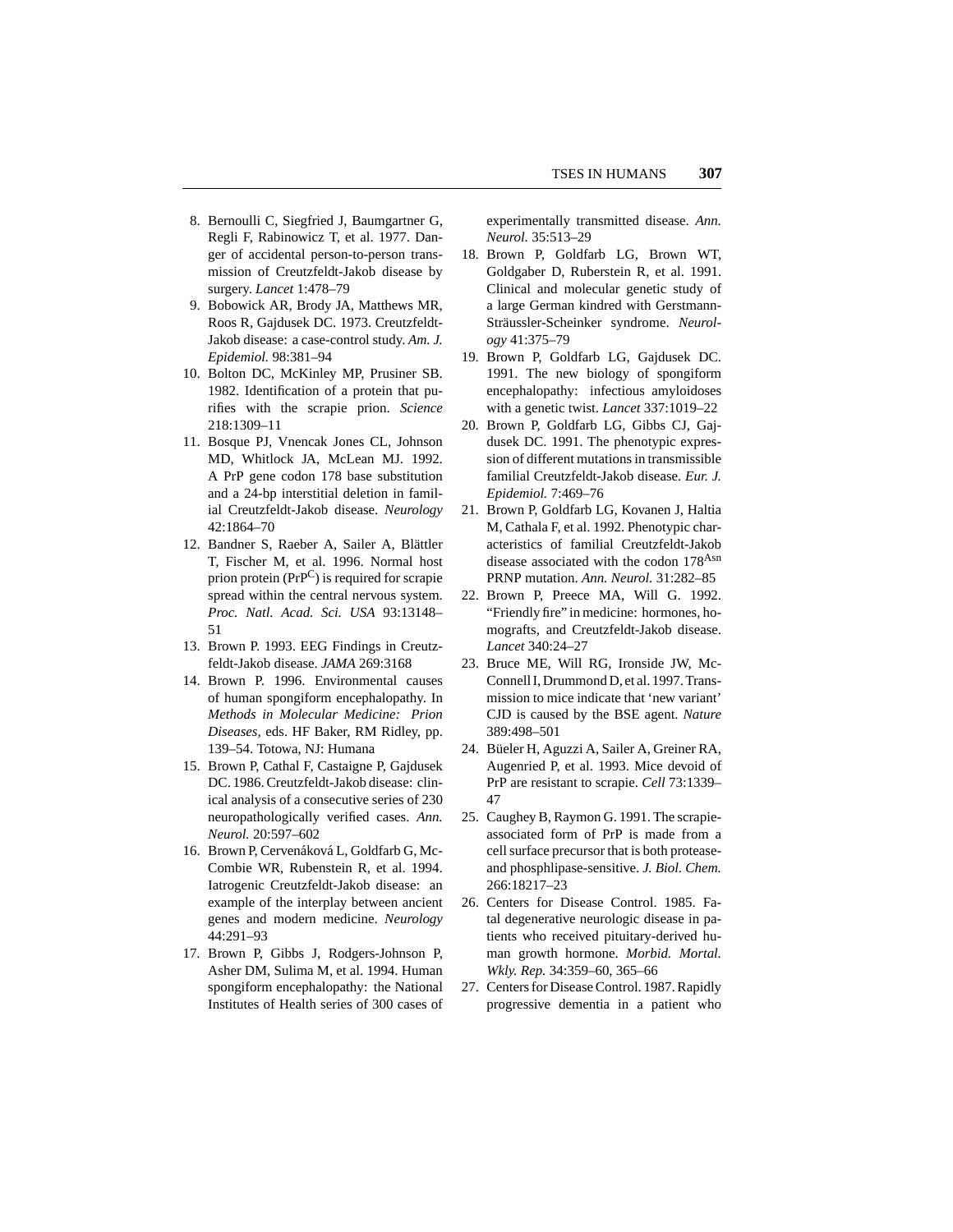8. Bernoulli C, Siegfried J, Baumgartner G, Regli F, Rabinowicz T, et al. 1977. Danger of accidental person-to-person transmission of Creutzfeldt-Jakob disease by surgery. *Lancet* 1:478–79
9. Bobowick AR, Brody JA, Matthews MR, Roos R, Gajdusek DC. 1973. Creutzfeldt-Jakob disease: a case-control study. *Am. J. Epidemiol.* 98:381–94
10. Bolton DC, McKinley MP, Prusiner SB. 1982. Identification of a protein that purifies with the scrapie prion. *Science* 218:1309–11
11. Bosque PJ, Vnencak Jones CL, Johnson MD, Whitlock JA, McLean MJ. 1992. A PrP gene codon 178 base substitution and a 24-bp interstitial deletion in familial Creutzfeldt-Jakob disease. *Neurology* 42:1864–70
12. Bandner S, Raeber A, Sailer A, Blättler T, Fischer M, et al. 1996. Normal host prion protein ($PrP^{C}$) is required for scrapie spread within the central nervous system. *Proc. Natl. Acad. Sci. USA* 93:13148–51
13. Brown P. 1993. EEG Findings in Creutzfeldt-Jakob disease. *JAMA* 269:3168
14. Brown P. 1996. Environmental causes of human spongiform encephalopathy. In *Methods in Molecular Medicine: Prion Diseases*, eds. HF Baker, RM Ridley, pp. 139–54. Totowa, NJ: Humana
15. Brown P, Cathal F, Castaigne P, Gajdusek DC. 1986. Creutzfeldt-Jakob disease: clinical analysis of a consecutive series of 230 neuropathologically verified cases. *Ann. Neurol.* 20:597–602
16. Brown P, Cervenáková L, Goldfarb G, McCombie WR, Rubenstein R, et al. 1994. Iatrogenic Creutzfeldt-Jakob disease: an example of the interplay between ancient genes and modern medicine. *Neurology* 44:291–93
17. Brown P, Gibbs J, Rodgers-Johnson P, Asher DM, Sulima M, et al. 1994. Human spongiform encephalopathy: the National Institutes of Health series of 300 cases of experimentally transmitted disease. *Ann. Neurol.* 35:513–29
18. Brown P, Goldfarb LG, Brown WT, Goldgaber D, Ruberstein R, et al. 1991. Clinical and molecular genetic study of a large German kindred with Gerstmann-Sträussler-Scheinker syndrome. *Neurology* 41:375–79
19. Brown P, Goldfarb LG, Gajdusek DC. 1991. The new biology of spongiform encephalopathy: infectious amyloidoses with a genetic twist. *Lancet* 337:1019–22
20. Brown P, Goldfarb LG, Gibbs CJ, Gajdusek DC. 1991. The phenotypic expression of different mutations in transmissible familial Creutzfeldt-Jakob disease. *Eur. J. Epidemiol.* 7:469–76
21. Brown P, Goldfarb LG, Kovanen J, Haltia M, Cathala F, et al. 1992. Phenotypic characteristics of familial Creutzfeldt-Jakob disease associated with the codon $178^{Asn}$ PRNP mutation. *Ann. Neurol.* 31:282–85
22. Brown P, Preece MA, Will G. 1992. "Friendly fire" in medicine: hormones, homografts, and Creutzfeldt-Jakob disease. *Lancet* 340:24–27
23. Bruce ME, Will RG, Ironside JW, McConnell I, Drummond D, et al. 1997. Transmission to mice indicate that 'new variant' CJD is caused by the BSE agent. *Nature* 389:498–501
24. Büeler H, Aguzzi A, Sailer A, Greiner RA, Augenried P, et al. 1993. Mice devoid of PrP are resistant to scrapie. *Cell* 73:1339–47
25. Caughey B, Raymon G. 1991. The scrapie-associated form of PrP is made from a cell surface precursor that is both protease- and phosphlipase-sensitive. *J. Biol. Chem.* 266:18217–23
26. Centers for Disease Control. 1985. Fatal degenerative neurologic disease in patients who received pituitary-derived human growth hormone. *Morbid. Mortal. Wkly. Rep.* 34:359–60, 365–66
27. Centers for Disease Control. 1987. Rapidly progressive dementia in a patient who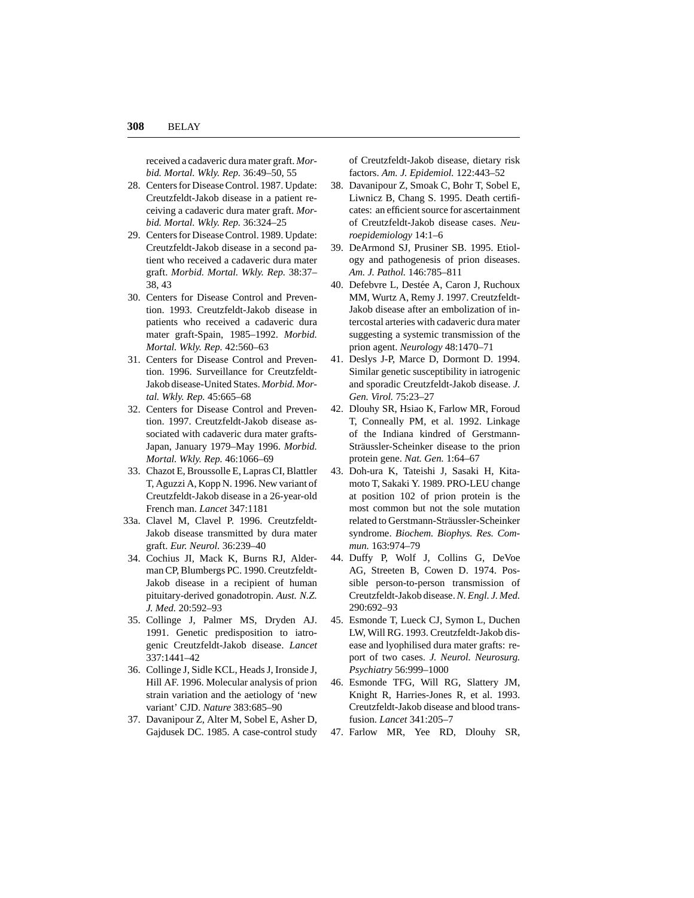received a cadaveric dura mater graft. *Morbid. Mortal. Wkly. Rep.* 36:49–50, 55

28. Centers for Disease Control. 1987. Update: Creutzfeldt-Jakob disease in a patient receiving a cadaveric dura mater graft. *Morbid. Mortal. Wkly. Rep.* 36:324–25
29. Centers for Disease Control. 1989. Update: Creutzfeldt-Jakob disease in a second patient who received a cadaveric dura mater graft. *Morbid. Mortal. Wkly. Rep.* 38:37–38, 43
30. Centers for Disease Control and Prevention. 1993. Creutzfeldt-Jakob disease in patients who received a cadaveric dura mater graft-Spain, 1985–1992. *Morbid. Mortal. Wkly. Rep.* 42:560–63
31. Centers for Disease Control and Prevention. 1996. Surveillance for Creutzfeldt-Jakob disease-United States. *Morbid. Mortal. Wkly. Rep.* 45:665–68
32. Centers for Disease Control and Prevention. 1997. Creutzfeldt-Jakob disease associated with cadaveric dura mater grafts-Japan, January 1979–May 1996. *Morbid. Mortal. Wkly. Rep.* 46:1066–69
33. Chazot E, Broussolle E, Lapras CI, Blattler T, Aguzzi A, Kopp N. 1996. New variant of Creutzfeldt-Jakob disease in a 26-year-old French man. *Lancet* 347:1181

33a. Clavel M, Clavel P. 1996. Creutzfeldt-Jakob disease transmitted by dura mater graft. *Eur. Neurol.* 36:239–40

34. Cochius JI, Mack K, Burns RJ, Alderman CP, Blumbergs PC. 1990. Creutzfeldt-Jakob disease in a recipient of human pituitary-derived gonadotropin. *Aust. N.Z. J. Med.* 20:592–93
35. Collinge J, Palmer MS, Dryden AJ. 1991. Genetic predisposition to iatrogenic Creutzfeldt-Jakob disease. *Lancet* 337:1441–42
36. Collinge J, Sidle KCL, Heads J, Ironside J, Hill AF. 1996. Molecular analysis of prion strain variation and the aetiology of 'new variant' CJD. *Nature* 383:685–90
37. Davanipour Z, Alter M, Sobel E, Asher D, Gajdusek DC. 1985. A case-control study of Creutzfeldt-Jakob disease, dietary risk factors. *Am. J. Epidemiol.* 122:443–52
38. Davanipour Z, Smoak C, Bohr T, Sobel E, Liwnicz B, Chang S. 1995. Death certificates: an efficient source for ascertainment of Creutzfeldt-Jakob disease cases. *Neuroepidemiology* 14:1–6
39. DeArmond SJ, Prusiner SB. 1995. Etiology and pathogenesis of prion diseases. *Am. J. Pathol.* 146:785–811
40. Defebvre L, Destée A, Caron J, Ruchoux MM, Wurtz A, Remy J. 1997. Creutzfeldt-Jakob disease after an embolization of intercostal arteries with cadaveric dura mater suggesting a systemic transmission of the prion agent. *Neurology* 48:1470–71
41. Deslys J-P, Marce D, Dormont D. 1994. Similar genetic susceptibility in iatrogenic and sporadic Creutzfeldt-Jakob disease. *J. Gen. Virol.* 75:23–27
42. Dlouhy SR, Hsiao K, Farlow MR, Foroud T, Conneally PM, et al. 1992. Linkage of the Indiana kindred of Gerstmann-Sträussler-Scheinker disease to the prion protein gene. *Nat. Gen.* 1:64–67
43. Doh-ura K, Tateishi J, Sasaki H, Kitamoto T, Sakaki Y. 1989. PRO-LEU change at position 102 of prion protein is the most common but not the sole mutation related to Gerstmann-Sträussler-Scheinker syndrome. *Biochem. Biophys. Res. Commun.* 163:974–79
44. Duffy P, Wolf J, Collins G, DeVoe AG, Streeten B, Cowen D. 1974. Possible person-to-person transmission of Creutzfeldt-Jakob disease. *N. Engl. J. Med.* 290:692–93
45. Esmonde T, Lueck CJ, Symon L, Duchen LW, Will RG. 1993. Creutzfeldt-Jakob disease and lyophilised dura mater grafts: report of two cases. *J. Neurol. Neurosurg. Psychiatry* 56:999–1000
46. Esmonde TFG, Will RG, Slattery JM, Knight R, Harries-Jones R, et al. 1993. Creutzfeldt-Jakob disease and blood transfusion. *Lancet* 341:205–7
47. Farlow MR, Yee RD, Dlouhy SR,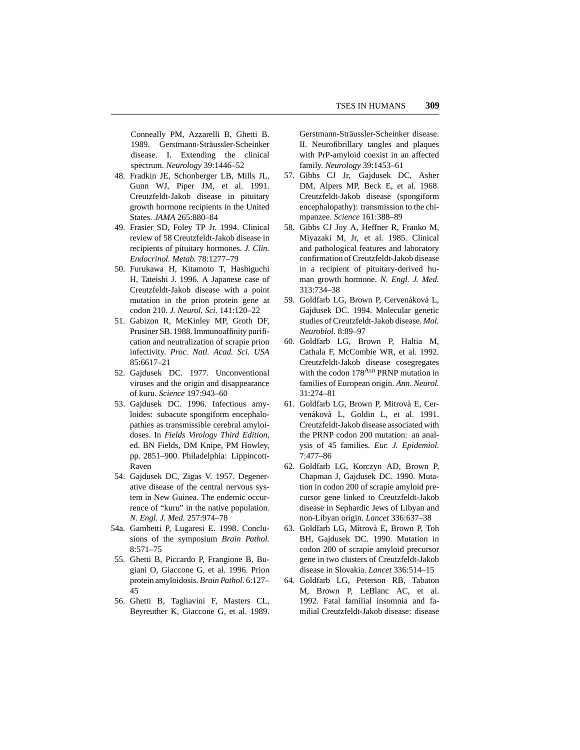Conneally PM, Azzarelli B, Ghetti B. 1989. Gerstmann-Sträussler-Scheinker disease. I. Extending the clinical spectrum. *Neurology* 39:1446–52

48. Fradkin JE, Schonberger LB, Mills JL, Gunn WJ, Piper JM, et al. 1991. Creutzfeldt-Jakob disease in pituitary growth hormone recipients in the United States. *JAMA* 265:880–84
49. Frasier SD, Foley TP Jr. 1994. Clinical review of 58 Creutzfeldt-Jakob disease in recipients of pituitary hormones. *J. Clin. Endocrinol. Metab.* 78:1277–79
50. Furukawa H, Kitamoto T, Hashiguchi H, Tateishi J. 1996. A Japanese case of Creutzfeldt-Jakob disease with a point mutation in the prion protein gene at codon 210. *J. Neurol. Sci.* 141:120–22
51. Gabizon R, McKinley MP, Groth DF, Prusiner SB. 1988. Immunoaffinity purification and neutralization of scrapie prion infectivity. *Proc. Natl. Acad. Sci. USA* 85:6617–21
52. Gajdusek DC. 1977. Unconventional viruses and the origin and disappearance of kuru. *Science* 197:943–60
53. Gajdusek DC. 1996. Infectious amyloides: subacute spongiform encephalopathies as transmissible cerebral amyloidoses. In *Fields Virology Third Edition*, ed. BN Fields, DM Knipe, PM Howley, pp. 2851–900. Philadelphia: Lippincott-Raven
54. Gajdusek DC, Zigas V. 1957. Degenerative disease of the central nervous system in New Guinea. The endemic occurrence of "kuru" in the native population. *N. Engl. J. Med.* 257:974–78

54a. Gambetti P, Lugaresi E. 1998. Conclusions of the symposium *Brain Pathol.* 8:571–75

55. Ghetti B, Piccardo P, Frangione B, Bugiani O, Giaccone G, et al. 1996. Prion protein amyloidosis. *Brain Pathol.* 6:127–45
56. Ghetti B, Tagliavini F, Masters CL, Beyreuther K, Giaccone G, et al. 1989. Gerstmann-Sträussler-Scheinker disease. II. Neurofibrillary tangles and plaques with PrP-amyloid coexist in an affected family. *Neurology* 39:1453–61
57. Gibbs CJ Jr, Gajdusek DC, Asher DM, Alpers MP, Beck E, et al. 1968. Creutzfeldt-Jakob disease (spongiform encephalopathy): transmission to the chimpanzee. *Science* 161:388–89
58. Gibbs CJ Joy A, Heffner R, Franko M, Miyazaki M, Jr, et al. 1985. Clinical and pathological features and laboratory confirmation of Creutzfeldt-Jakob disease in a recipient of pituitary-derived human growth hormone. *N. Engl. J. Med.* 313:734–38
59. Goldfarb LG, Brown P, Cervenáková L, Gajdusek DC. 1994. Molecular genetic studies of Creutzfeldt-Jakob disease. *Mol. Neurobiol.* 8:89–97
60. Goldfarb LG, Brown P, Haltia M, Cathala F, McCombie WR, et al. 1992. Creutzfeldt-Jakob disease cosegregates with the codon $178^{Asn}$ PRNP mutation in families of European origin. *Ann. Neurol.* 31:274–81
61. Goldfarb LG, Brown P, Mitrovà E, Cervenáková L, Goldin L, et al. 1991. Creutzfeldt-Jakob disease associated with the PRNP codon 200 mutation: an analysis of 45 families. *Eur. J. Epidemiol.* 7:477–86
62. Goldfarb LG, Korczyn AD, Brown P, Chapman J, Gajdusek DC. 1990. Mutation in codon 200 of scrapie amyloid precursor gene linked to Creutzfeldt-Jakob disease in Sephardic Jews of Libyan and non-Libyan origin. *Lancet* 336:637–38
63. Goldfarb LG, Mitrovà E, Brown P, Toh BH, Gajdusek DC. 1990. Mutation in codon 200 of scrapie amyloid precursor gene in two clusters of Creutzfeldt-Jakob disease in Slovakia. *Lancet* 336:514–15
64. Goldfarb LG, Peterson RB, Tabaton M, Brown P, LeBlanc AC, et al. 1992. Fatal familial insomnia and familial Creutzfeldt-Jakob disease: disease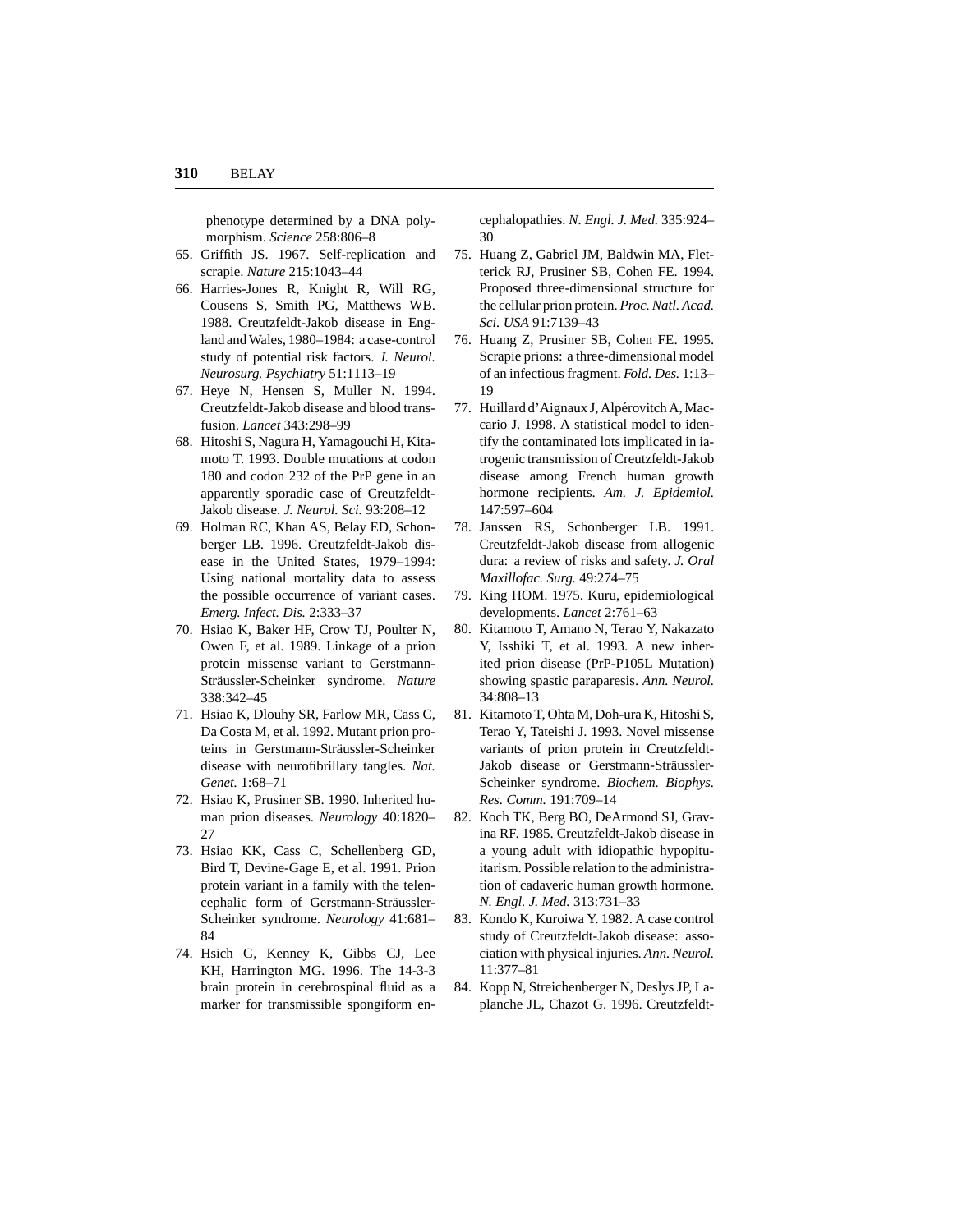phenotype determined by a DNA polymorphism. *Science* 258:806–8

65. Griffith JS. 1967. Self-replication and scrapie. *Nature* 215:1043–44
66. Harries-Jones R, Knight R, Will RG, Cousens S, Smith PG, Matthews WB. 1988. Creutzfeldt-Jakob disease in England and Wales, 1980–1984: a case-control study of potential risk factors. *J. Neurol. Neurosurg. Psychiatry* 51:1113–19
67. Heye N, Hensen S, Muller N. 1994. Creutzfeldt-Jakob disease and blood transfusion. *Lancet* 343:298–99
68. Hitoshi S, Nagura H, Yamagouchi H, Kitamoto T. 1993. Double mutations at codon 180 and codon 232 of the PrP gene in an apparently sporadic case of Creutzfeldt-Jakob disease. *J. Neurol. Sci.* 93:208–12
69. Holman RC, Khan AS, Belay ED, Schonberger LB. 1996. Creutzfeldt-Jakob disease in the United States, 1979–1994: Using national mortality data to assess the possible occurrence of variant cases. *Emerg. Infect. Dis.* 2:333–37
70. Hsiao K, Baker HF, Crow TJ, Poulter N, Owen F, et al. 1989. Linkage of a prion protein missense variant to Gerstmann-Sträussler-Scheinker syndrome. *Nature* 338:342–45
71. Hsiao K, Dlouhy SR, Farlow MR, Cass C, Da Costa M, et al. 1992. Mutant prion proteins in Gerstmann-Sträussler-Scheinker disease with neurofibrillary tangles. *Nat. Genet.* 1:68–71
72. Hsiao K, Prusiner SB. 1990. Inherited human prion diseases. *Neurology* 40:1820–27
73. Hsiao KK, Cass C, Schellenberg GD, Bird T, Devine-Gage E, et al. 1991. Prion protein variant in a family with the telencephalic form of Gerstmann-Sträussler-Scheinker syndrome. *Neurology* 41:681–84
74. Hsich G, Kenney K, Gibbs CJ, Lee KH, Harrington MG. 1996. The 14-3-3 brain protein in cerebrospinal fluid as a marker for transmissible spongiform encephalopathies. *N. Engl. J. Med.* 335:924–30
75. Huang Z, Gabriel JM, Baldwin MA, Fletterick RJ, Prusiner SB, Cohen FE. 1994. Proposed three-dimensional structure for the cellular prion protein. *Proc. Natl. Acad. Sci. USA* 91:7139–43
76. Huang Z, Prusiner SB, Cohen FE. 1995. Scrapie prions: a three-dimensional model of an infectious fragment. *Fold. Des.* 1:13–19
77. Huillard d'Aignaux J, Alpérovitch A, Maccario J. 1998. A statistical model to identify the contaminated lots implicated in iatrogenic transmission of Creutzfeldt-Jakob disease among French human growth hormone recipients. *Am. J. Epidemiol.* 147:597–604
78. Janssen RS, Schonberger LB. 1991. Creutzfeldt-Jakob disease from allogenic dura: a review of risks and safety. *J. Oral Maxillofac. Surg.* 49:274–75
79. King HOM. 1975. Kuru, epidemiological developments. *Lancet* 2:761–63
80. Kitamoto T, Amano N, Terao Y, Nakazato Y, Isshiki T, et al. 1993. A new inherited prion disease (PrP-P105L Mutation) showing spastic paraparesis. *Ann. Neurol.* 34:808–13
81. Kitamoto T, Ohta M, Doh-ura K, Hitoshi S, Terao Y, Tateishi J. 1993. Novel missense variants of prion protein in Creutzfeldt-Jakob disease or Gerstmann-Sträussler-Scheinker syndrome. *Biochem. Biophys. Res. Comm.* 191:709–14
82. Koch TK, Berg BO, DeArmond SJ, Gravina RF. 1985. Creutzfeldt-Jakob disease in a young adult with idiopathic hypopituitarism. Possible relation to the administration of cadaveric human growth hormone. *N. Engl. J. Med.* 313:731–33
83. Kondo K, Kuroiwa Y. 1982. A case control study of Creutzfeldt-Jakob disease: association with physical injuries. *Ann. Neurol.* 11:377–81
84. Kopp N, Streichenberger N, Deslys JP, Laplanche JL, Chazot G. 1996. Creutzfeldt-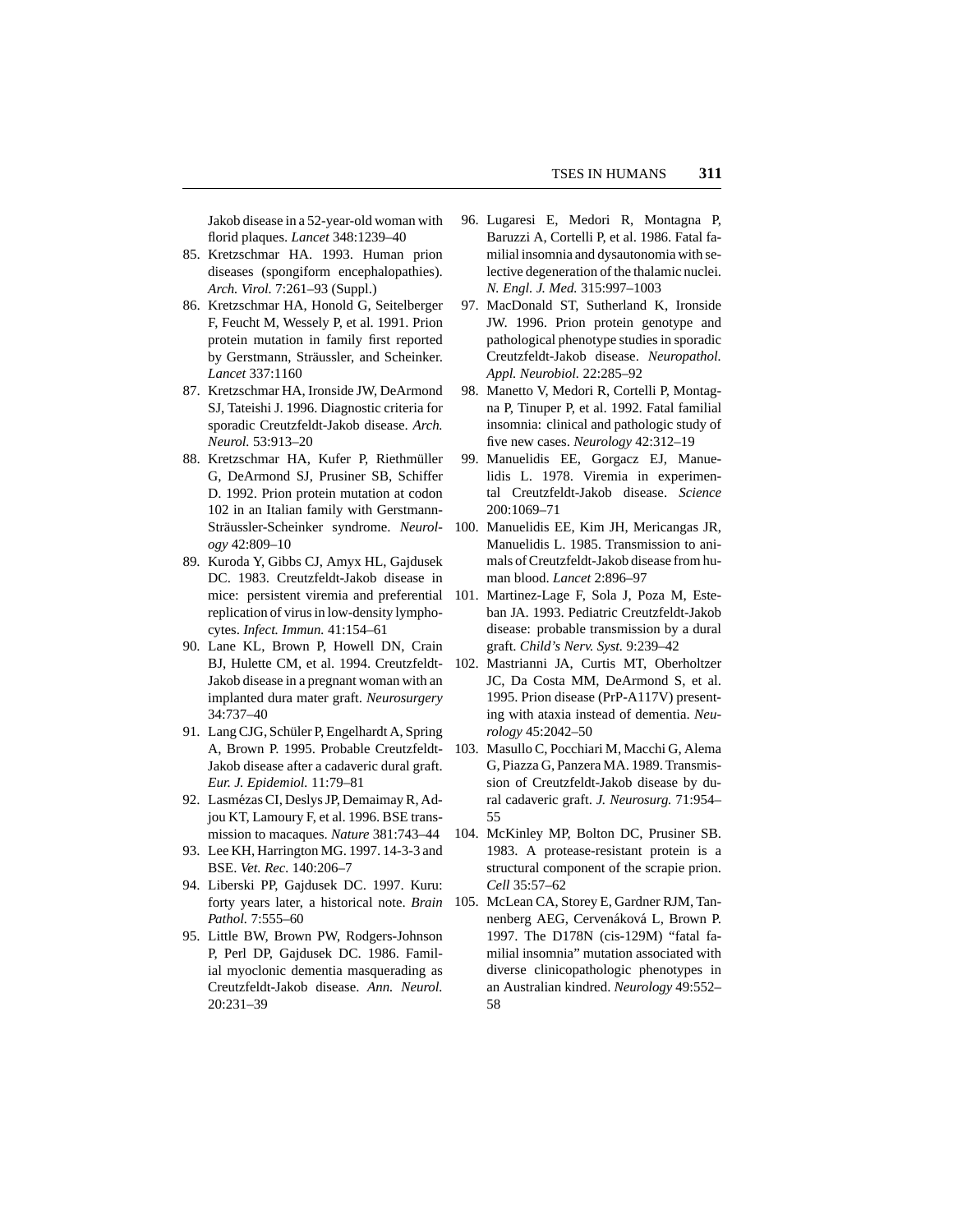Jakob disease in a 52-year-old woman with florid plaques. *Lancet* 348:1239–40

85. Kretzschmar HA. 1993. Human prion diseases (spongiform encephalopathies). *Arch. Virol.* 7:261–93 (Suppl.)
86. Kretzschmar HA, Honold G, Seitelberger F, Feucht M, Wessely P, et al. 1991. Prion protein mutation in family first reported by Gerstmann, Sträussler, and Scheinker. *Lancet* 337:1160
87. Kretzschmar HA, Ironside JW, DeArmond SJ, Tateishi J. 1996. Diagnostic criteria for sporadic Creutzfeldt-Jakob disease. *Arch. Neurol.* 53:913–20
88. Kretzschmar HA, Kufer P, Riethmüller G, DeArmond SJ, Prusiner SB, Schiffer D. 1992. Prion protein mutation at codon 102 in an Italian family with Gerstmann-Sträussler-Scheinker syndrome. *Neurology* 42:809–10
89. Kuroda Y, Gibbs CJ, Amyx HL, Gajdusek DC. 1983. Creutzfeldt-Jakob disease in mice: persistent viremia and preferential replication of virus in low-density lymphocytes. *Infect. Immun.* 41:154–61
90. Lane KL, Brown P, Howell DN, Crain BJ, Hulette CM, et al. 1994. Creutzfeldt-Jakob disease in a pregnant woman with an implanted dura mater graft. *Neurosurgery* 34:737–40
91. Lang CJG, Schüler P, Engelhardt A, Spring A, Brown P. 1995. Probable Creutzfeldt-Jakob disease after a cadaveric dural graft. *Eur. J. Epidemiol.* 11:79–81
92. Lasmézas CI, Deslys JP, Demaimay R, Adjou KT, Lamoury F, et al. 1996. BSE transmission to macaques. *Nature* 381:743–44
93. Lee KH, Harrington MG. 1997. 14-3-3 and BSE. *Vet. Rec.* 140:206–7
94. Liberski PP, Gajdusek DC. 1997. Kuru: forty years later, a historical note. *Brain Pathol.* 7:555–60
95. Little BW, Brown PW, Rodgers-Johnson P, Perl DP, Gajdusek DC. 1986. Familial myoclonic dementia masquerading as Creutzfeldt-Jakob disease. *Ann. Neurol.* 20:231–39
96. Lugaresi E, Medori R, Montagna P, Baruzzi A, Cortelli P, et al. 1986. Fatal familial insomnia and dysautonomia with selective degeneration of the thalamic nuclei. *N. Engl. J. Med.* 315:997–1003
97. MacDonald ST, Sutherland K, Ironside JW. 1996. Prion protein genotype and pathological phenotype studies in sporadic Creutzfeldt-Jakob disease. *Neuropathol. Appl. Neurobiol.* 22:285–92
98. Manetto V, Medori R, Cortelli P, Montagna P, Tinuper P, et al. 1992. Fatal familial insomnia: clinical and pathologic study of five new cases. *Neurology* 42:312–19
99. Manuelidis EE, Gorgacz EJ, Manuelidis L. 1978. Viremia in experimental Creutzfeldt-Jakob disease. *Science* 200:1069–71
100. Manuelidis EE, Kim JH, Mericangas JR, Manuelidis L. 1985. Transmission to animals of Creutzfeldt-Jakob disease from human blood. *Lancet* 2:896–97
101. Martinez-Lage F, Sola J, Poza M, Esteban JA. 1993. Pediatric Creutzfeldt-Jakob disease: probable transmission by a dural graft. *Child's Nerv. Syst.* 9:239–42
102. Mastrianni JA, Curtis MT, Oberholtzer JC, Da Costa MM, DeArmond S, et al. 1995. Prion disease (PrP-A117V) presenting with ataxia instead of dementia. *Neurology* 45:2042–50
103. Masullo C, Pocchiari M, Macchi G, Alema G, Piazza G, Panzera MA. 1989. Transmission of Creutzfeldt-Jakob disease by dural cadaveric graft. *J. Neurosurg.* 71:954–55
104. McKinley MP, Bolton DC, Prusiner SB. 1983. A protease-resistant protein is a structural component of the scrapie prion. *Cell* 35:57–62
105. McLean CA, Storey E, Gardner RJM, Tannenberg AEG, Cervenáková L, Brown P. 1997. The D178N (cis-129M) "fatal familial insomnia" mutation associated with diverse clinicopathologic phenotypes in an Australian kindred. *Neurology* 49:552–58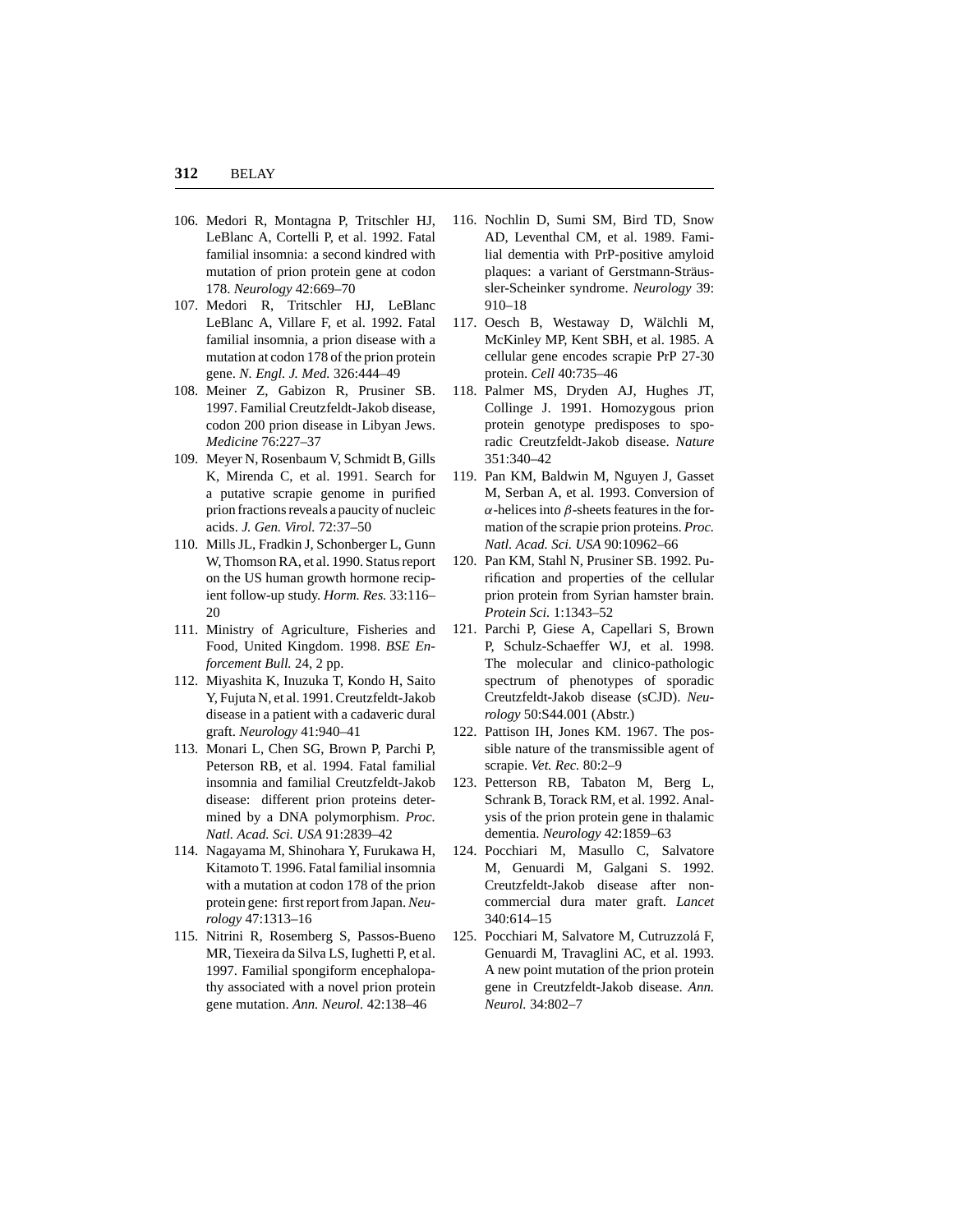106. Medori R, Montagna P, Tritschler HJ, LeBlanc A, Cortelli P, et al. 1992. Fatal familial insomnia: a second kindred with mutation of prion protein gene at codon 178. *Neurology* 42:669–70
107. Medori R, Tritschler HJ, LeBlanc LeBlanc A, Villare F, et al. 1992. Fatal familial insomnia, a prion disease with a mutation at codon 178 of the prion protein gene. *N. Engl. J. Med.* 326:444–49
108. Meiner Z, Gabizon R, Prusiner SB. 1997. Familial Creutzfeldt-Jakob disease, codon 200 prion disease in Libyan Jews. *Medicine* 76:227–37
109. Meyer N, Rosenbaum V, Schmidt B, Gills K, Mirenda C, et al. 1991. Search for a putative scrapie genome in purified prion fractions reveals a paucity of nucleic acids. *J. Gen. Virol.* 72:37–50
110. Mills JL, Fradkin J, Schonberger L, Gunn W, Thomson RA, et al. 1990. Status report on the US human growth hormone recipient follow-up study. *Horm. Res.* 33:116–20
111. Ministry of Agriculture, Fisheries and Food, United Kingdom. 1998. *BSE Enforcement Bull.* 24, 2 pp.
112. Miyashita K, Inuzuka T, Kondo H, Saito Y, Fujuta N, et al. 1991. Creutzfeldt-Jakob disease in a patient with a cadaveric dural graft. *Neurology* 41:940–41
113. Monari L, Chen SG, Brown P, Parchi P, Peterson RB, et al. 1994. Fatal familial insomnia and familial Creutzfeldt-Jakob disease: different prion proteins determined by a DNA polymorphism. *Proc. Natl. Acad. Sci. USA* 91:2839–42
114. Nagayama M, Shinohara Y, Furukawa H, Kitamoto T. 1996. Fatal familial insomnia with a mutation at codon 178 of the prion protein gene: first report from Japan. *Neurology* 47:1313–16
115. Nitrini R, Rosemberg S, Passos-Bueno MR, Tiexeira da Silva LS, Iughetti P, et al. 1997. Familial spongiform encephalopathy associated with a novel prion protein gene mutation. *Ann. Neurol.* 42:138–46
116. Nochlin D, Sumi SM, Bird TD, Snow AD, Leventhal CM, et al. 1989. Familial dementia with PrP-positive amyloid plaques: a variant of Gerstmann-Sträussler-Scheinker syndrome. *Neurology* 39: 910–18
117. Oesch B, Westaway D, Wälchli M, McKinley MP, Kent SBH, et al. 1985. A cellular gene encodes scrapie PrP 27-30 protein. *Cell* 40:735–46
118. Palmer MS, Dryden AJ, Hughes JT, Collinge J. 1991. Homozygous prion protein genotype predisposes to sporadic Creutzfeldt-Jakob disease. *Nature* 351:340–42
119. Pan KM, Baldwin M, Nguyen J, Gasset M, Serban A, et al. 1993. Conversion of $\alpha$-helices into $\beta$-sheets features in the formation of the scrapie prion proteins. *Proc. Natl. Acad. Sci. USA* 90:10962–66
120. Pan KM, Stahl N, Prusiner SB. 1992. Purification and properties of the cellular prion protein from Syrian hamster brain. *Protein Sci.* 1:1343–52
121. Parchi P, Giese A, Capellari S, Brown P, Schulz-Schaeffer WJ, et al. 1998. The molecular and clinico-pathologic spectrum of phenotypes of sporadic Creutzfeldt-Jakob disease (sCJD). *Neurology* 50:S44.001 (Abstr.)
122. Pattison IH, Jones KM. 1967. The possible nature of the transmissible agent of scrapie. *Vet. Rec.* 80:2–9
123. Petterson RB, Tabaton M, Berg L, Schrank B, Torack RM, et al. 1992. Analysis of the prion protein gene in thalamic dementia. *Neurology* 42:1859–63
124. Pocchiari M, Masullo C, Salvatore M, Genuardi M, Galgani S. 1992. Creutzfeldt-Jakob disease after noncommercial dura mater graft. *Lancet* 340:614–15
125. Pocchiari M, Salvatore M, Cutruzzolá F, Genuardi M, Travaglini AC, et al. 1993. A new point mutation of the prion protein gene in Creutzfeldt-Jakob disease. *Ann. Neurol.* 34:802–7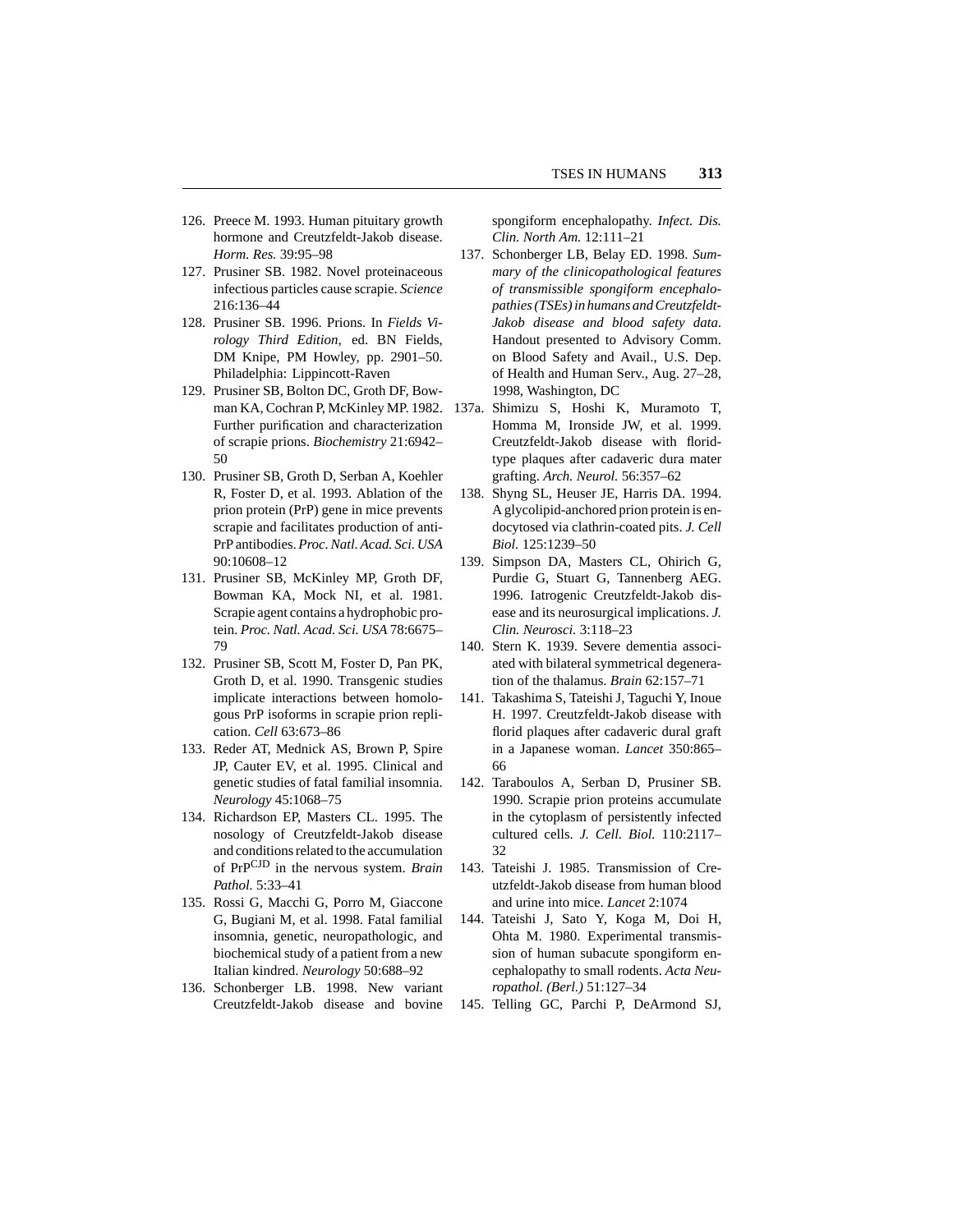126. Preece M. 1993. Human pituitary growth hormone and Creutzfeldt-Jakob disease. *Horm. Res.* 39:95–98

127. Prusiner SB. 1982. Novel proteinaceous infectious particles cause scrapie. *Science* 216:136–44

128. Prusiner SB. 1996. Prions. In *Fields Virology Third Edition,* ed. BN Fields, DM Knipe, PM Howley, pp. 2901–50. Philadelphia: Lippincott-Raven

129. Prusiner SB, Bolton DC, Groth DF, Bowman KA, Cochran P, McKinley MP. 1982. Further purification and characterization of scrapie prions. *Biochemistry* 21:6942–50

130. Prusiner SB, Groth D, Serban A, Koehler R, Foster D, et al. 1993. Ablation of the prion protein (PrP) gene in mice prevents scrapie and facilitates production of anti-PrP antibodies. *Proc. Natl. Acad. Sci. USA* 90:10608–12

131. Prusiner SB, McKinley MP, Groth DF, Bowman KA, Mock NI, et al. 1981. Scrapie agent contains a hydrophobic protein. *Proc. Natl. Acad. Sci. USA* 78:6675–79

132. Prusiner SB, Scott M, Foster D, Pan PK, Groth D, et al. 1990. Transgenic studies implicate interactions between homologous PrP isoforms in scrapie prion replication. *Cell* 63:673–86

133. Reder AT, Mednick AS, Brown P, Spire JP, Cauter EV, et al. 1995. Clinical and genetic studies of fatal familial insomnia. *Neurology* 45:1068–75

134. Richardson EP, Masters CL. 1995. The nosology of Creutzfeldt-Jakob disease and conditions related to the accumulation of $PrP^{CJD}$ in the nervous system. *Brain Pathol.* 5:33–41

135. Rossi G, Macchi G, Porro M, Giaccone G, Bugiani M, et al. 1998. Fatal familial insomnia, genetic, neuropathologic, and biochemical study of a patient from a new Italian kindred. *Neurology* 50:688–92

136. Schonberger LB. 1998. New variant Creutzfeldt-Jakob disease and bovine spongiform encephalopathy. *Infect. Dis. Clin. North Am.* 12:111–21

137. Schonberger LB, Belay ED. 1998. *Summary of the clinicopathological features of transmissible spongiform encephalopathies (TSEs) in humans and Creutzfeldt-Jakob disease and blood safety data.* Handout presented to Advisory Comm. on Blood Safety and Avail., U.S. Dep. of Health and Human Serv., Aug. 27–28, 1998, Washington, DC

137a. Shimizu S, Hoshi K, Muramoto T, Homma M, Ironside JW, et al. 1999. Creutzfeldt-Jakob disease with florid-type plaques after cadaveric dura mater grafting. *Arch. Neurol.* 56:357–62

138. Shyng SL, Heuser JE, Harris DA. 1994. A glycolipid-anchored prion protein is endocytosed via clathrin-coated pits. *J. Cell Biol.* 125:1239–50

139. Simpson DA, Masters CL, Ohirich G, Purdie G, Stuart G, Tannenberg AEG. 1996. Iatrogenic Creutzfeldt-Jakob disease and its neurosurgical implications. *J. Clin. Neurosci.* 3:118–23

140. Stern K. 1939. Severe dementia associated with bilateral symmetrical degeneration of the thalamus. *Brain* 62:157–71

141. Takashima S, Tateishi J, Taguchi Y, Inoue H. 1997. Creutzfeldt-Jakob disease with florid plaques after cadaveric dural graft in a Japanese woman. *Lancet* 350:865–66

142. Taraboulos A, Serban D, Prusiner SB. 1990. Scrapie prion proteins accumulate in the cytoplasm of persistently infected cultured cells. *J. Cell. Biol.* 110:2117–32

143. Tateishi J. 1985. Transmission of Creutzfeldt-Jakob disease from human blood and urine into mice. *Lancet* 2:1074

144. Tateishi J, Sato Y, Koga M, Doi H, Ohta M. 1980. Experimental transmission of human subacute spongiform encephalopathy to small rodents. *Acta Neuropathol. (Berl.)* 51:127–34

145. Telling GC, Parchi P, DeArmond SJ,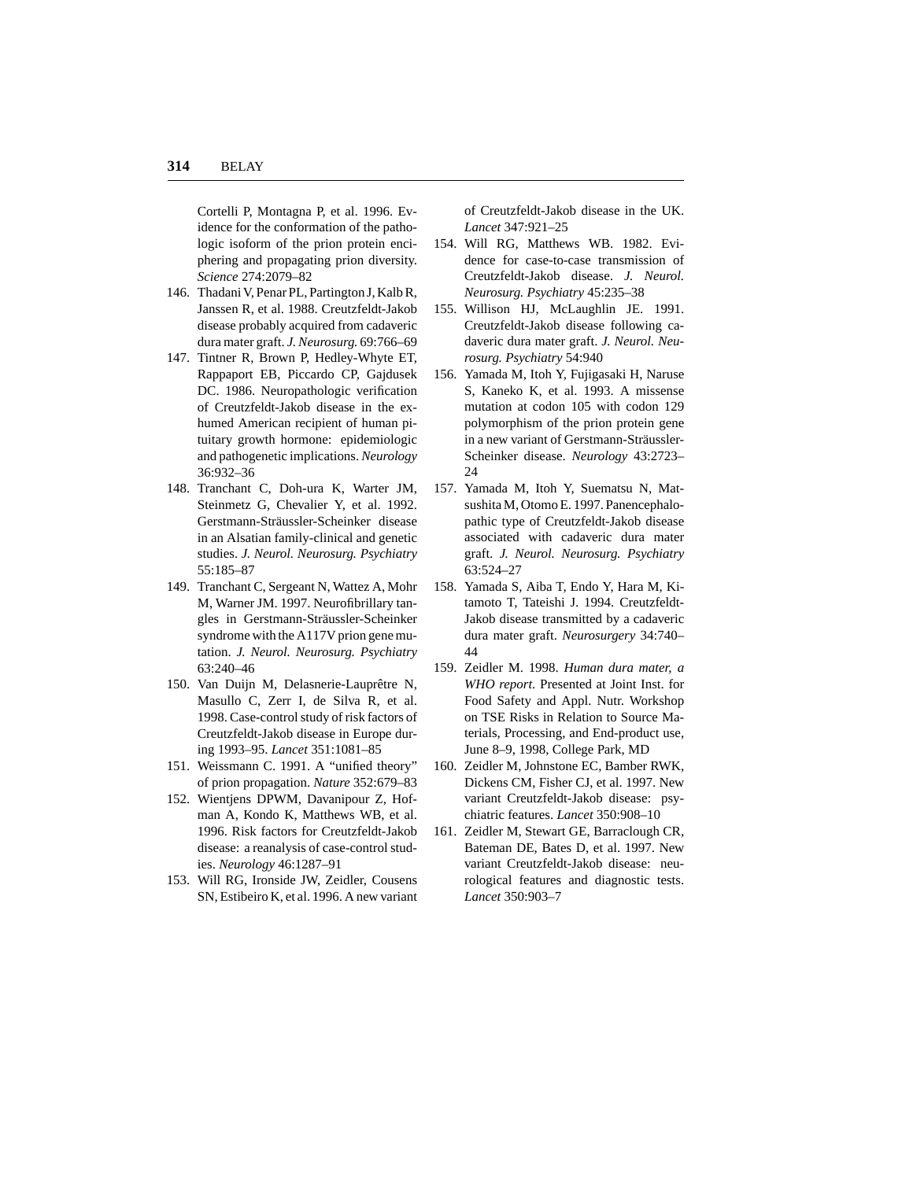Cortelli P, Montagna P, et al. 1996. Evidence for the conformation of the pathologic isoform of the prion protein enciphering and propagating prion diversity. *Science* 274:2079–82

146. Thadani V, Penar PL, Partington J, Kalb R, Janssen R, et al. 1988. Creutzfeldt-Jakob disease probably acquired from cadaveric dura mater graft. *J. Neurosurg.* 69:766–69
147. Tintner R, Brown P, Hedley-Whyte ET, Rappaport EB, Piccardo CP, Gajdusek DC. 1986. Neuropathologic verification of Creutzfeldt-Jakob disease in the exhumed American recipient of human pituitary growth hormone: epidemiologic and pathogenetic implications. *Neurology* 36:932–36
148. Tranchant C, Doh-ura K, Warter JM, Steinmetz G, Chevalier Y, et al. 1992. Gerstmann-Sträussler-Scheinker disease in an Alsatian family-clinical and genetic studies. *J. Neurol. Neurosurg. Psychiatry* 55:185–87
149. Tranchant C, Sergeant N, Wattez A, Mohr M, Warner JM. 1997. Neurofibrillary tangles in Gerstmann-Sträussler-Scheinker syndrome with the A117V prion gene mutation. *J. Neurol. Neurosurg. Psychiatry* 63:240–46
150. Van Duijn M, Delasnerie-Lauprêtre N, Masullo C, Zerr I, de Silva R, et al. 1998. Case-control study of risk factors of Creutzfeldt-Jakob disease in Europe during 1993–95. *Lancet* 351:1081–85
151. Weissmann C. 1991. A "unified theory" of prion propagation. *Nature* 352:679–83
152. Wientjens DPWM, Davanipour Z, Hofman A, Kondo K, Matthews WB, et al. 1996. Risk factors for Creutzfeldt-Jakob disease: a reanalysis of case-control studies. *Neurology* 46:1287–91
153. Will RG, Ironside JW, Zeidler, Cousens SN, Estibeiro K, et al. 1996. A new variant of Creutzfeldt-Jakob disease in the UK. *Lancet* 347:921–25
154. Will RG, Matthews WB. 1982. Evidence for case-to-case transmission of Creutzfeldt-Jakob disease. *J. Neurol. Neurosurg. Psychiatry* 45:235–38
155. Willison HJ, McLaughlin JE. 1991. Creutzfeldt-Jakob disease following cadaveric dura mater graft. *J. Neurol. Neurosurg. Psychiatry* 54:940
156. Yamada M, Itoh Y, Fujigasaki H, Naruse S, Kaneko K, et al. 1993. A missense mutation at codon 105 with codon 129 polymorphism of the prion protein gene in a new variant of Gerstmann-Sträussler-Scheinker disease. *Neurology* 43:2723–24
157. Yamada M, Itoh Y, Suematsu N, Matsushita M, Otomo E. 1997. Panencephalopathic type of Creutzfeldt-Jakob disease associated with cadaveric dura mater graft. *J. Neurol. Neurosurg. Psychiatry* 63:524–27
158. Yamada S, Aiba T, Endo Y, Hara M, Kitamoto T, Tateishi J. 1994. Creutzfeldt-Jakob disease transmitted by a cadaveric dura mater graft. *Neurosurgery* 34:740–44
159. Zeidler M. 1998. *Human dura mater, a WHO report*. Presented at Joint Inst. for Food Safety and Appl. Nutr. Workshop on TSE Risks in Relation to Source Materials, Processing, and End-product use, June 8–9, 1998, College Park, MD
160. Zeidler M, Johnstone EC, Bamber RWK, Dickens CM, Fisher CJ, et al. 1997. New variant Creutzfeldt-Jakob disease: psychiatric features. *Lancet* 350:908–10
161. Zeidler M, Stewart GE, Barraclough CR, Bateman DE, Bates D, et al. 1997. New variant Creutzfeldt-Jakob disease: neurological features and diagnostic tests. *Lancet* 350:903–7